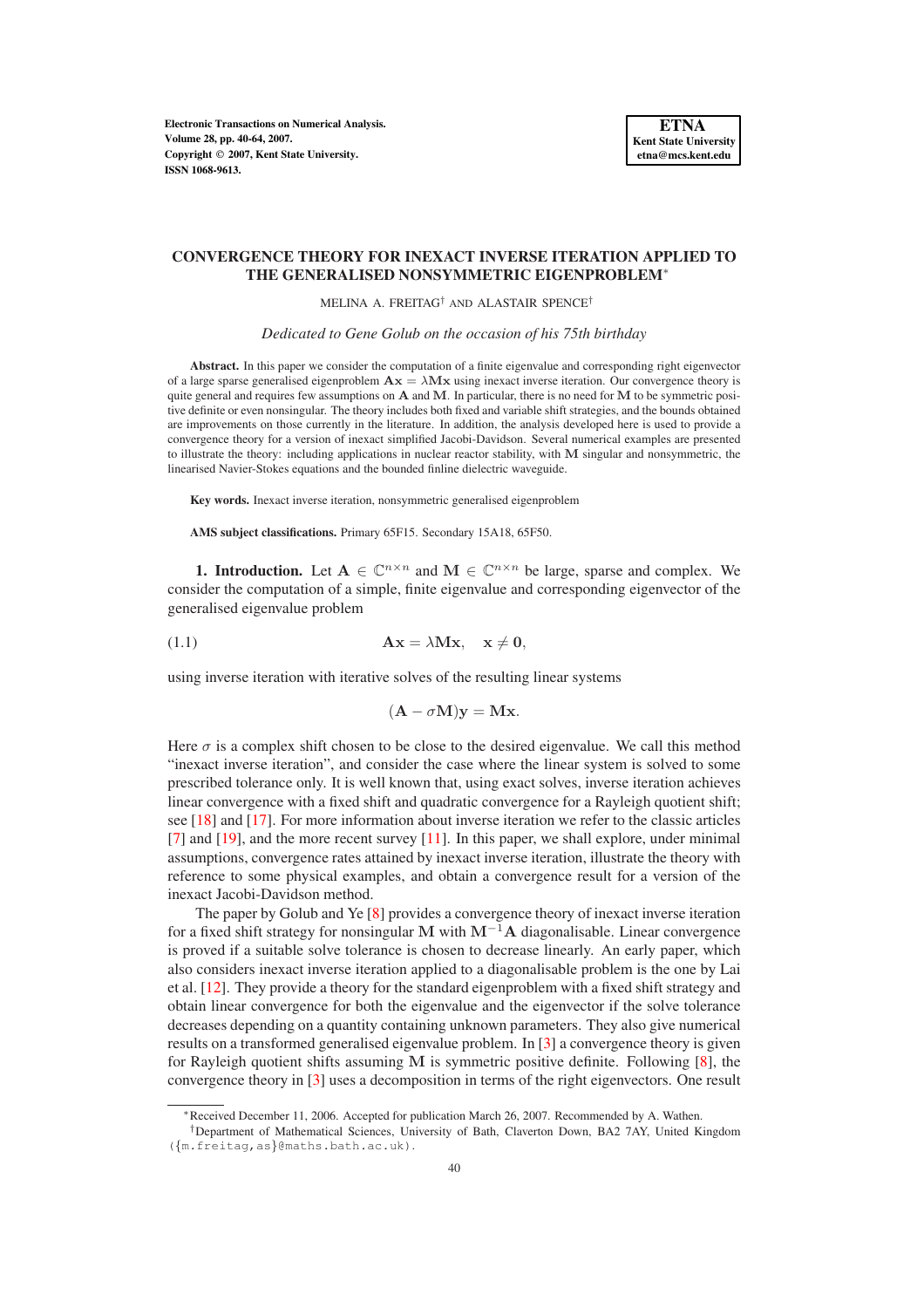# CONVERGENCE THEORY FOR INEXACT INVERSE ITERATION APPLIED TO THE GENERALISED NONSYMMETRIC EIGENPROBLEM*

MELINA A. FREITAG† AND ALASTAIR SPENCE†

*Dedicated to Gene Golub on the occasion of his 75th birthday*

**Abstract.** In this paper we consider the computation of a finite eigenvalue and corresponding right eigenvector of a large sparse generalised eigenproblem $\mathbf{A}\mathbf{x} = \lambda\mathbf{M}\mathbf{x}$ using inexact inverse iteration. Our convergence theory is quite general and requires few assumptions on $\mathbf{A}$ and $\mathbf{M}$. In particular, there is no need for $\mathbf{M}$ to be symmetric positive definite or even nonsingular. The theory includes both fixed and variable shift strategies, and the bounds obtained are improvements on those currently in the literature. In addition, the analysis developed here is used to provide a convergence theory for a version of inexact simplified Jacobi-Davidson. Several numerical examples are presented to illustrate the theory: including applications in nuclear reactor stability, with $\mathbf{M}$ singular and nonsymmetric, the linearised Navier-Stokes equations and the bounded finline dielectric waveguide.

**Key words.** Inexact inverse iteration, nonsymmetric generalised eigenproblem

**AMS subject classifications.** Primary 65F15. Secondary 15A18, 65F50.

## 1. Introduction.

Let $\mathbf{A} \in \mathbb{C}^{n\times n}$ and $\mathbf{M} \in \mathbb{C}^{n\times n}$ be large, sparse and complex. We consider the computation of a simple, finite eigenvalue and corresponding eigenvector of the generalised eigenvalue problem

$$\mathbf{A}\mathbf{x} = \lambda\mathbf{M}\mathbf{x}, \quad \mathbf{x} \neq \mathbf{0}, \tag{1.1}$$

using inverse iteration with iterative solves of the resulting linear systems

$$(\mathbf{A} - \sigma\mathbf{M})\mathbf{y} = \mathbf{M}\mathbf{x}.$$

Here $\sigma$ is a complex shift chosen to be close to the desired eigenvalue. We call this method "inexact inverse iteration", and consider the case where the linear system is solved to some prescribed tolerance only. It is well known that, using exact solves, inverse iteration achieves linear convergence with a fixed shift and quadratic convergence for a Rayleigh quotient shift; see [18] and [17]. For more information about inverse iteration we refer to the classic articles [7] and [19], and the more recent survey [11]. In this paper, we shall explore, under minimal assumptions, convergence rates attained by inexact inverse iteration, illustrate the theory with reference to some physical examples, and obtain a convergence result for a version of the inexact Jacobi-Davidson method.

The paper by Golub and Ye [8] provides a convergence theory of inexact inverse iteration for a fixed shift strategy for nonsingular $\mathbf{M}$ with $\mathbf{M}^{-1}\mathbf{A}$ diagonalisable. Linear convergence is proved if a suitable solve tolerance is chosen to decrease linearly. An early paper, which also considers inexact inverse iteration applied to a diagonalisable problem is the one by Lai et al. [12]. They provide a theory for the standard eigenproblem with a fixed shift strategy and obtain linear convergence for both the eigenvalue and the eigenvector if the solve tolerance decreases depending on a quantity containing unknown parameters. They also give numerical results on a transformed generalised eigenvalue problem. In [3] a convergence theory is given for Rayleigh quotient shifts assuming $\mathbf{M}$ is symmetric positive definite. Following [8], the convergence theory in [3] uses a decomposition in terms of the right eigenvectors. One result

---

*Received December 11, 2006. Accepted for publication March 26, 2007. Recommended by A. Wathen.

†Department of Mathematical Sciences, University of Bath, Claverton Down, BA2 7AY, United Kingdom ({m.freitag,as}@maths.bath.ac.uk).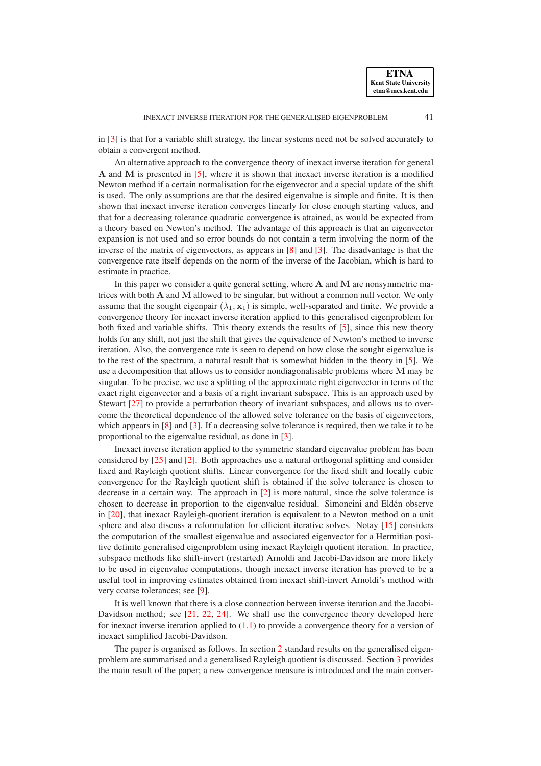in [3] is that for a variable shift strategy, the linear systems need not be solved accurately to obtain a convergent method.

An alternative approach to the convergence theory of inexact inverse iteration for general $\mathbf{A}$ and $\mathbf{M}$ is presented in [5], where it is shown that inexact inverse iteration is a modified Newton method if a certain normalisation for the eigenvector and a special update of the shift is used. The only assumptions are that the desired eigenvalue is simple and finite. It is then shown that inexact inverse iteration converges linearly for close enough starting values, and that for a decreasing tolerance quadratic convergence is attained, as would be expected from a theory based on Newton's method. The advantage of this approach is that an eigenvector expansion is not used and so error bounds do not contain a term involving the norm of the inverse of the matrix of eigenvectors, as appears in [8] and [3]. The disadvantage is that the convergence rate itself depends on the norm of the inverse of the Jacobian, which is hard to estimate in practice.

In this paper we consider a quite general setting, where $\mathbf{A}$ and $\mathbf{M}$ are nonsymmetric matrices with both $\mathbf{A}$ and $\mathbf{M}$ allowed to be singular, but without a common null vector. We only assume that the sought eigenpair $(\lambda_1, \mathbf{x}_1)$ is simple, well-separated and finite. We provide a convergence theory for inexact inverse iteration applied to this generalised eigenproblem for both fixed and variable shifts. This theory extends the results of [5], since this new theory holds for any shift, not just the shift that gives the equivalence of Newton's method to inverse iteration. Also, the convergence rate is seen to depend on how close the sought eigenvalue is to the rest of the spectrum, a natural result that is somewhat hidden in the theory in [5]. We use a decomposition that allows us to consider nondiagonalisable problems where $\mathbf{M}$ may be singular. To be precise, we use a splitting of the approximate right eigenvector in terms of the exact right eigenvector and a basis of a right invariant subspace. This is an approach used by Stewart [27] to provide a perturbation theory of invariant subspaces, and allows us to overcome the theoretical dependence of the allowed solve tolerance on the basis of eigenvectors, which appears in [8] and [3]. If a decreasing solve tolerance is required, then we take it to be proportional to the eigenvalue residual, as done in [3].

Inexact inverse iteration applied to the symmetric standard eigenvalue problem has been considered by [25] and [2]. Both approaches use a natural orthogonal splitting and consider fixed and Rayleigh quotient shifts. Linear convergence for the fixed shift and locally cubic convergence for the Rayleigh quotient shift is obtained if the solve tolerance is chosen to decrease in a certain way. The approach in [2] is more natural, since the solve tolerance is chosen to decrease in proportion to the eigenvalue residual. Simoncini and Eldén observe in [20], that inexact Rayleigh-quotient iteration is equivalent to a Newton method on a unit sphere and also discuss a reformulation for efficient iterative solves. Notay [15] considers the computation of the smallest eigenvalue and associated eigenvector for a Hermitian positive definite generalised eigenproblem using inexact Rayleigh quotient iteration. In practice, subspace methods like shift-invert (restarted) Arnoldi and Jacobi-Davidson are more likely to be used in eigenvalue computations, though inexact inverse iteration has proved to be a useful tool in improving estimates obtained from inexact shift-invert Arnoldi's method with very coarse tolerances; see [9].

It is well known that there is a close connection between inverse iteration and the Jacobi-Davidson method; see [21, 22, 24]. We shall use the convergence theory developed here for inexact inverse iteration applied to (1.1) to provide a convergence theory for a version of inexact simplified Jacobi-Davidson.

The paper is organised as follows. In section 2 standard results on the generalised eigenproblem are summarised and a generalised Rayleigh quotient is discussed. Section 3 provides the main result of the paper; a new convergence measure is introduced and the main conver-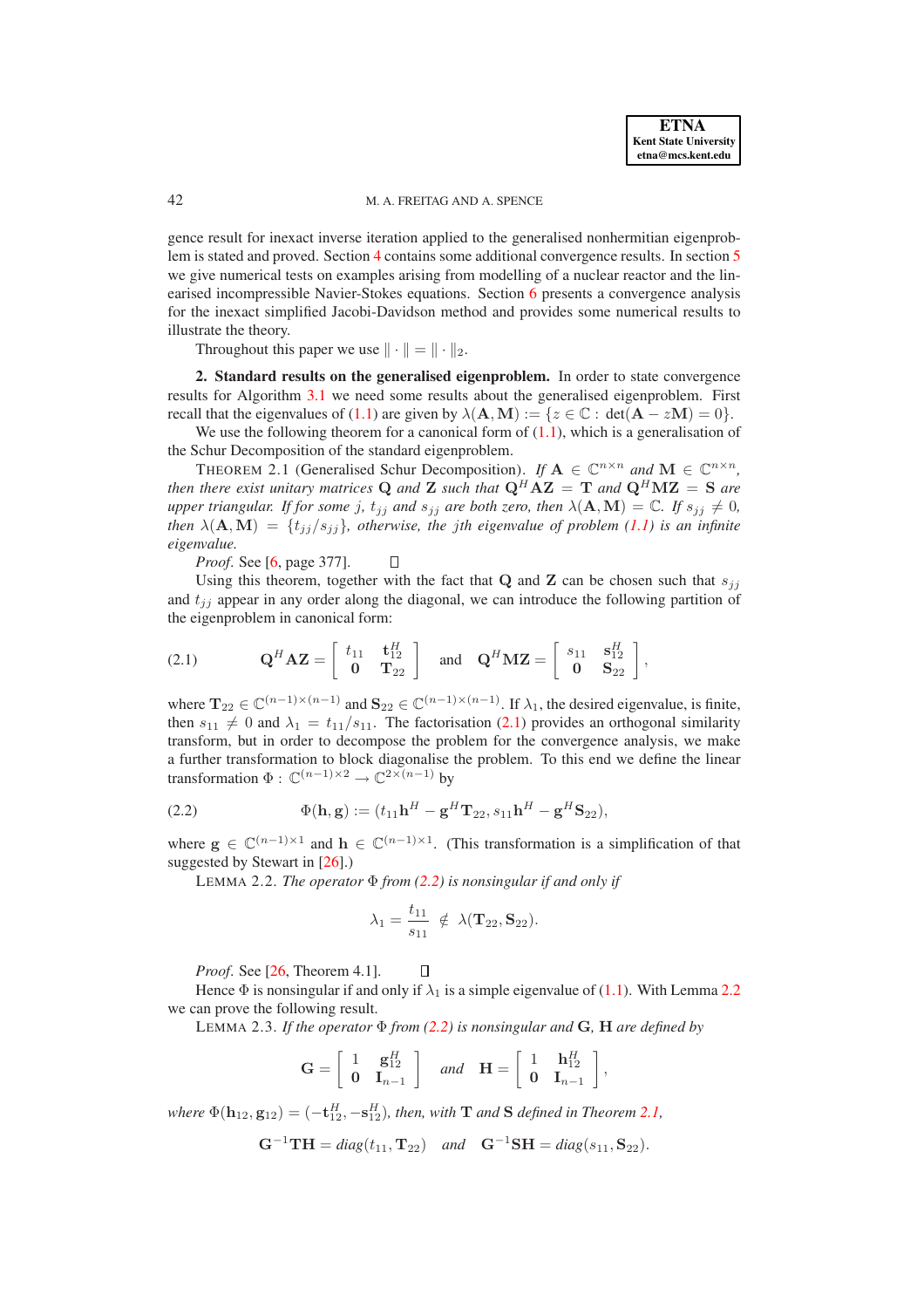gence result for inexact inverse iteration applied to the generalised nonhermitian eigenproblem is stated and proved. Section 4 contains some additional convergence results. In section 5 we give numerical tests on examples arising from modelling of a nuclear reactor and the linearised incompressible Navier-Stokes equations. Section 6 presents a convergence analysis for the inexact simplified Jacobi-Davidson method and provides some numerical results to illustrate the theory.

Throughout this paper we use $\|\cdot\| = \|\cdot\|_2$.

## 2. Standard results on the generalised eigenproblem.

In order to state convergence results for Algorithm 3.1 we need some results about the generalised eigenproblem. First recall that the eigenvalues of (1.1) are given by $\lambda(\mathbf{A}, \mathbf{M}) := \{z \in \mathbb{C} : \det(\mathbf{A} - z\mathbf{M}) = 0\}$.

We use the following theorem for a canonical form of (1.1), which is a generalisation of the Schur Decomposition of the standard eigenproblem.

THEOREM 2.1 (Generalised Schur Decomposition). *If $\mathbf{A} \in \mathbb{C}^{n\times n}$ and $\mathbf{M} \in \mathbb{C}^{n\times n}$, then there exist unitary matrices $\mathbf{Q}$ and $\mathbf{Z}$ such that $\mathbf{Q}^H\mathbf{A}\mathbf{Z} = \mathbf{T}$ and $\mathbf{Q}^H\mathbf{M}\mathbf{Z} = \mathbf{S}$ are upper triangular. If for some $j$, $t_{jj}$ and $s_{jj}$ are both zero, then $\lambda(\mathbf{A}, \mathbf{M}) = \mathbb{C}$. If $s_{jj} \neq 0$, then $\lambda(\mathbf{A}, \mathbf{M}) = \{t_{jj}/s_{jj}\}$, otherwise, the $j$th eigenvalue of problem (1.1) is an infinite eigenvalue.*

*Proof*. See [6, page 377]. □

Using this theorem, together with the fact that $\mathbf{Q}$ and $\mathbf{Z}$ can be chosen such that $s_{jj}$ and $t_{jj}$ appear in any order along the diagonal, we can introduce the following partition of the eigenproblem in canonical form:

$$\mathbf{Q}^H\mathbf{A}\mathbf{Z} = \begin{bmatrix} t_{11} & \mathbf{t}_{12}^H \\ \mathbf{0} & \mathbf{T}_{22} \end{bmatrix} \quad \text{and} \quad \mathbf{Q}^H\mathbf{M}\mathbf{Z} = \begin{bmatrix} s_{11} & \mathbf{s}_{12}^H \\ \mathbf{0} & \mathbf{S}_{22} \end{bmatrix}, \tag{2.1}$$

where $\mathbf{T}_{22} \in \mathbb{C}^{(n-1)\times(n-1)}$ and $\mathbf{S}_{22} \in \mathbb{C}^{(n-1)\times(n-1)}$. If $\lambda_1$, the desired eigenvalue, is finite, then $s_{11} \neq 0$ and $\lambda_1 = t_{11}/s_{11}$. The factorisation (2.1) provides an orthogonal similarity transform, but in order to decompose the problem for the convergence analysis, we make a further transformation to block diagonalise the problem. To this end we define the linear transformation $\Phi : \mathbb{C}^{(n-1)\times 2} \to \mathbb{C}^{2\times(n-1)}$ by

$$\Phi(\mathbf{h}, \mathbf{g}) := (t_{11}\mathbf{h}^H - \mathbf{g}^H\mathbf{T}_{22}, s_{11}\mathbf{h}^H - \mathbf{g}^H\mathbf{S}_{22}), \tag{2.2}$$

where $\mathbf{g} \in \mathbb{C}^{(n-1)\times 1}$ and $\mathbf{h} \in \mathbb{C}^{(n-1)\times 1}$. (This transformation is a simplification of that suggested by Stewart in [26].)

LEMMA 2.2. *The operator $\Phi$ from (2.2) is nonsingular if and only if*

$$\lambda_1 = \frac{t_{11}}{s_{11}} \notin \lambda(\mathbf{T}_{22}, \mathbf{S}_{22}).$$

*Proof*. See [26, Theorem 4.1]. □

Hence $\Phi$ is nonsingular if and only if $\lambda_1$ is a simple eigenvalue of (1.1). With Lemma 2.2 we can prove the following result.

LEMMA 2.3. *If the operator $\Phi$ from (2.2) is nonsingular and $\mathbf{G}$, $\mathbf{H}$ are defined by*

$$\mathbf{G} = \begin{bmatrix} 1 & \mathbf{g}_{12}^H \\ \mathbf{0} & \mathbf{I}_{n-1} \end{bmatrix} \quad \textit{and} \quad \mathbf{H} = \begin{bmatrix} 1 & \mathbf{h}_{12}^H \\ \mathbf{0} & \mathbf{I}_{n-1} \end{bmatrix},$$

*where $\Phi(\mathbf{h}_{12}, \mathbf{g}_{12}) = (-\mathbf{t}_{12}^H, -\mathbf{s}_{12}^H)$, then, with $\mathbf{T}$ and $\mathbf{S}$ defined in Theorem 2.1,*

$$\mathbf{G}^{-1}\mathbf{T}\mathbf{H} = \mathit{diag}(t_{11}, \mathbf{T}_{22}) \quad \textit{and} \quad \mathbf{G}^{-1}\mathbf{S}\mathbf{H} = \mathit{diag}(s_{11}, \mathbf{S}_{22}).$$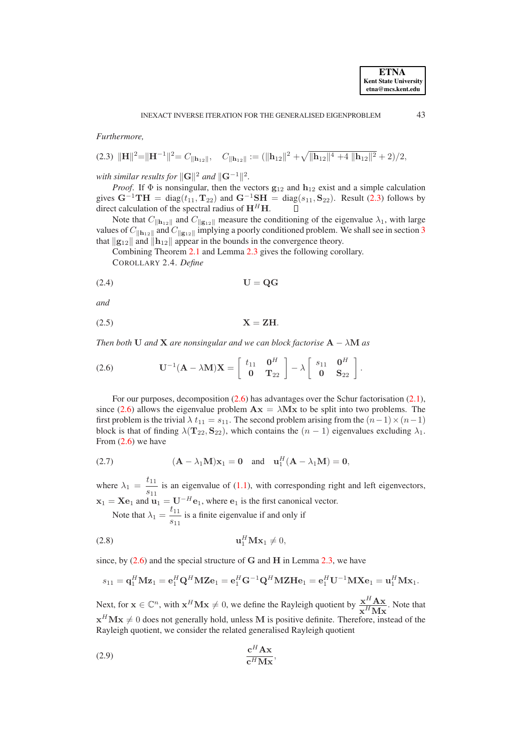*Furthermore,*

$$\|\mathbf{H}\|^2 = \|\mathbf{H}^{-1}\|^2 = C_{\|\mathbf{h}_{12}\|}, \quad C_{\|\mathbf{h}_{12}\|} := (\|\mathbf{h}_{12}\|^2 + \sqrt{\|\mathbf{h}_{12}\|^4 + 4\,\|\mathbf{h}_{12}\|^2} + 2)/2, \tag{2.3}$$

*with similar results for* $\|\mathbf{G}\|^2$ *and* $\|\mathbf{G}^{-1}\|^2$.

*Proof.* If $\Phi$ is nonsingular, then the vectors $\mathbf{g}_{12}$ and $\mathbf{h}_{12}$ exist and a simple calculation gives $\mathbf{G}^{-1}\mathbf{T}\mathbf{H} = \mathrm{diag}(t_{11}, \mathbf{T}_{22})$ and $\mathbf{G}^{-1}\mathbf{S}\mathbf{H} = \mathrm{diag}(s_{11}, \mathbf{S}_{22})$. Result (2.3) follows by direct calculation of the spectral radius of $\mathbf{H}^H\mathbf{H}$. ∎

Note that $C_{\|\mathbf{h}_{12}\|}$ and $C_{\|\mathbf{g}_{12}\|}$ measure the conditioning of the eigenvalue $\lambda_1$, with large values of $C_{\|\mathbf{h}_{12}\|}$ and $C_{\|\mathbf{g}_{12}\|}$ implying a poorly conditioned problem. We shall see in section 3 that $\|\mathbf{g}_{12}\|$ and $\|\mathbf{h}_{12}\|$ appear in the bounds in the convergence theory.

Combining Theorem 2.1 and Lemma 2.3 gives the following corollary.

COROLLARY 2.4. *Define*

$$\mathbf{U} = \mathbf{Q}\mathbf{G} \tag{2.4}$$

*and*

$$\mathbf{X} = \mathbf{Z}\mathbf{H}. \tag{2.5}$$

*Then both* $\mathbf{U}$ *and* $\mathbf{X}$ *are nonsingular and we can block factorise* $\mathbf{A} - \lambda\mathbf{M}$ *as*

$$\mathbf{U}^{-1}(\mathbf{A} - \lambda\mathbf{M})\mathbf{X} = \begin{bmatrix} t_{11} & \mathbf{0}^H \\ \mathbf{0} & \mathbf{T}_{22} \end{bmatrix} - \lambda \begin{bmatrix} s_{11} & \mathbf{0}^H \\ \mathbf{0} & \mathbf{S}_{22} \end{bmatrix}. \tag{2.6}$$

For our purposes, decomposition (2.6) has advantages over the Schur factorisation (2.1), since (2.6) allows the eigenvalue problem $\mathbf{A}\mathbf{x} = \lambda\mathbf{M}\mathbf{x}$ to be split into two problems. The first problem is the trivial $\lambda\, t_{11} = s_{11}$. The second problem arising from the $(n-1)\times(n-1)$ block is that of finding $\lambda(\mathbf{T}_{22}, \mathbf{S}_{22})$, which contains the $(n-1)$ eigenvalues excluding $\lambda_1$. From (2.6) we have

$$(\mathbf{A} - \lambda_1\mathbf{M})\mathbf{x}_1 = \mathbf{0} \quad \text{and} \quad \mathbf{u}_1^H(\mathbf{A} - \lambda_1\mathbf{M}) = \mathbf{0}, \tag{2.7}$$

where $\lambda_1 = \dfrac{t_{11}}{s_{11}}$ is an eigenvalue of (1.1), with corresponding right and left eigenvectors, $\mathbf{x}_1 = \mathbf{X}\mathbf{e}_1$ and $\mathbf{u}_1 = \mathbf{U}^{-H}\mathbf{e}_1$, where $\mathbf{e}_1$ is the first canonical vector.

Note that $\lambda_1 = \dfrac{t_{11}}{s_{11}}$ is a finite eigenvalue if and only if

$$\mathbf{u}_1^H\mathbf{M}\mathbf{x}_1 \neq 0, \tag{2.8}$$

since, by (2.6) and the special structure of $\mathbf{G}$ and $\mathbf{H}$ in Lemma 2.3, we have

$$s_{11} = \mathbf{q}_1^H\mathbf{M}\mathbf{z}_1 = \mathbf{e}_1^H\mathbf{Q}^H\mathbf{M}\mathbf{Z}\mathbf{e}_1 = \mathbf{e}_1^H\mathbf{G}^{-1}\mathbf{Q}^H\mathbf{M}\mathbf{Z}\mathbf{H}\mathbf{e}_1 = \mathbf{e}_1^H\mathbf{U}^{-1}\mathbf{M}\mathbf{X}\mathbf{e}_1 = \mathbf{u}_1^H\mathbf{M}\mathbf{x}_1.$$

Next, for $\mathbf{x} \in \mathbb{C}^n$, with $\mathbf{x}^H\mathbf{M}\mathbf{x} \neq 0$, we define the Rayleigh quotient by $\dfrac{\mathbf{x}^H\mathbf{A}\mathbf{x}}{\mathbf{x}^H\mathbf{M}\mathbf{x}}$. Note that $\mathbf{x}^H\mathbf{M}\mathbf{x} \neq 0$ does not generally hold, unless $\mathbf{M}$ is positive definite. Therefore, instead of the Rayleigh quotient, we consider the related generalised Rayleigh quotient

$$\frac{\mathbf{c}^H\mathbf{A}\mathbf{x}}{\mathbf{c}^H\mathbf{M}\mathbf{x}}, \tag{2.9}$$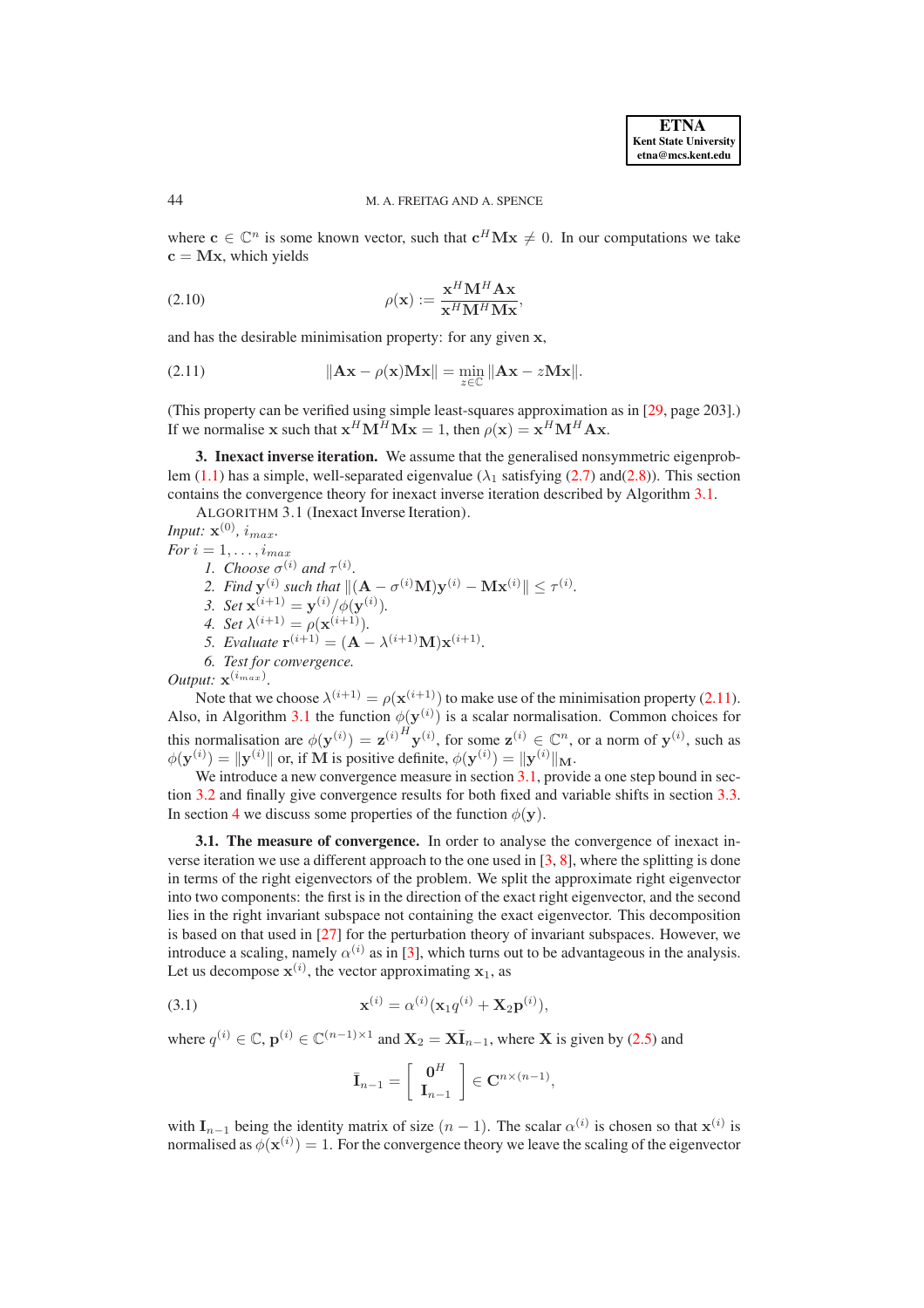where $\mathbf{c} \in \mathbb{C}^n$ is some known vector, such that $\mathbf{c}^H \mathbf{M}\mathbf{x} \neq 0$. In our computations we take $\mathbf{c} = \mathbf{M}\mathbf{x}$, which yields

$$\rho(\mathbf{x}) := \frac{\mathbf{x}^H \mathbf{M}^H \mathbf{A}\mathbf{x}}{\mathbf{x}^H \mathbf{M}^H \mathbf{M}\mathbf{x}}, \tag{2.10}$$

and has the desirable minimisation property: for any given $\mathbf{x}$,

$$\|\mathbf{A}\mathbf{x} - \rho(\mathbf{x})\mathbf{M}\mathbf{x}\| = \min_{z\in\mathbb{C}} \|\mathbf{A}\mathbf{x} - z\mathbf{M}\mathbf{x}\|. \tag{2.11}$$

(This property can be verified using simple least-squares approximation as in [29, page 203].) If we normalise $\mathbf{x}$ such that $\mathbf{x}^H \mathbf{M}^H \mathbf{M}\mathbf{x} = 1$, then $\rho(\mathbf{x}) = \mathbf{x}^H \mathbf{M}^H \mathbf{A}\mathbf{x}$.

## 3. Inexact inverse iteration.

We assume that the generalised nonsymmetric eigenproblem (1.1) has a simple, well-separated eigenvalue ($\lambda_1$ satisfying (2.7) and(2.8)). This section contains the convergence theory for inexact inverse iteration described by Algorithm 3.1.

ALGORITHM 3.1 (Inexact Inverse Iteration).

*Input:* $\mathbf{x}^{(0)}$, $i_{max}$.

*For* $i = 1, \ldots, i_{max}$

1. *Choose* $\sigma^{(i)}$ *and* $\tau^{(i)}$.
2. *Find* $\mathbf{y}^{(i)}$ *such that* $\|(\mathbf{A} - \sigma^{(i)}\mathbf{M})\mathbf{y}^{(i)} - \mathbf{M}\mathbf{x}^{(i)}\| \leq \tau^{(i)}$.
3. *Set* $\mathbf{x}^{(i+1)} = \mathbf{y}^{(i)}/\phi(\mathbf{y}^{(i)})$.
4. *Set* $\lambda^{(i+1)} = \rho(\mathbf{x}^{(i+1)})$.
5. *Evaluate* $\mathbf{r}^{(i+1)} = (\mathbf{A} - \lambda^{(i+1)}\mathbf{M})\mathbf{x}^{(i+1)}$.
6. *Test for convergence.*

*Output:* $\mathbf{x}^{(i_{max})}$.

Note that we choose $\lambda^{(i+1)} = \rho(\mathbf{x}^{(i+1)})$ to make use of the minimisation property (2.11). Also, in Algorithm 3.1 the function $\phi(\mathbf{y}^{(i)})$ is a scalar normalisation. Common choices for this normalisation are $\phi(\mathbf{y}^{(i)}) = {\mathbf{z}^{(i)}}^H \mathbf{y}^{(i)}$, for some $\mathbf{z}^{(i)} \in \mathbb{C}^n$, or a norm of $\mathbf{y}^{(i)}$, such as $\phi(\mathbf{y}^{(i)}) = \|\mathbf{y}^{(i)}\|$ or, if $\mathbf{M}$ is positive definite, $\phi(\mathbf{y}^{(i)}) = \|\mathbf{y}^{(i)}\|_{\mathbf{M}}$.

We introduce a new convergence measure in section 3.1, provide a one step bound in section 3.2 and finally give convergence results for both fixed and variable shifts in section 3.3. In section 4 we discuss some properties of the function $\phi(\mathbf{y})$.

### 3.1. The measure of convergence.

In order to analyse the convergence of inexact inverse iteration we use a different approach to the one used in [3, 8], where the splitting is done in terms of the right eigenvectors of the problem. We split the approximate right eigenvector into two components: the first is in the direction of the exact right eigenvector, and the second lies in the right invariant subspace not containing the exact eigenvector. This decomposition is based on that used in [27] for the perturbation theory of invariant subspaces. However, we introduce a scaling, namely $\alpha^{(i)}$ as in [3], which turns out to be advantageous in the analysis. Let us decompose $\mathbf{x}^{(i)}$, the vector approximating $\mathbf{x}_1$, as

$$\mathbf{x}^{(i)} = \alpha^{(i)}(\mathbf{x}_1 q^{(i)} + \mathbf{X}_2 \mathbf{p}^{(i)}), \tag{3.1}$$

where $q^{(i)} \in \mathbb{C}$, $\mathbf{p}^{(i)} \in \mathbb{C}^{(n-1)\times 1}$ and $\mathbf{X}_2 = \mathbf{X}\bar{\mathbf{I}}_{n-1}$, where $\mathbf{X}$ is given by (2.5) and

$$\bar{\mathbf{I}}_{n-1} = \begin{bmatrix} \mathbf{0}^H \\ \mathbf{I}_{n-1} \end{bmatrix} \in \mathbf{C}^{n\times(n-1)},$$

with $\mathbf{I}_{n-1}$ being the identity matrix of size $(n-1)$. The scalar $\alpha^{(i)}$ is chosen so that $\mathbf{x}^{(i)}$ is normalised as $\phi(\mathbf{x}^{(i)}) = 1$. For the convergence theory we leave the scaling of the eigenvector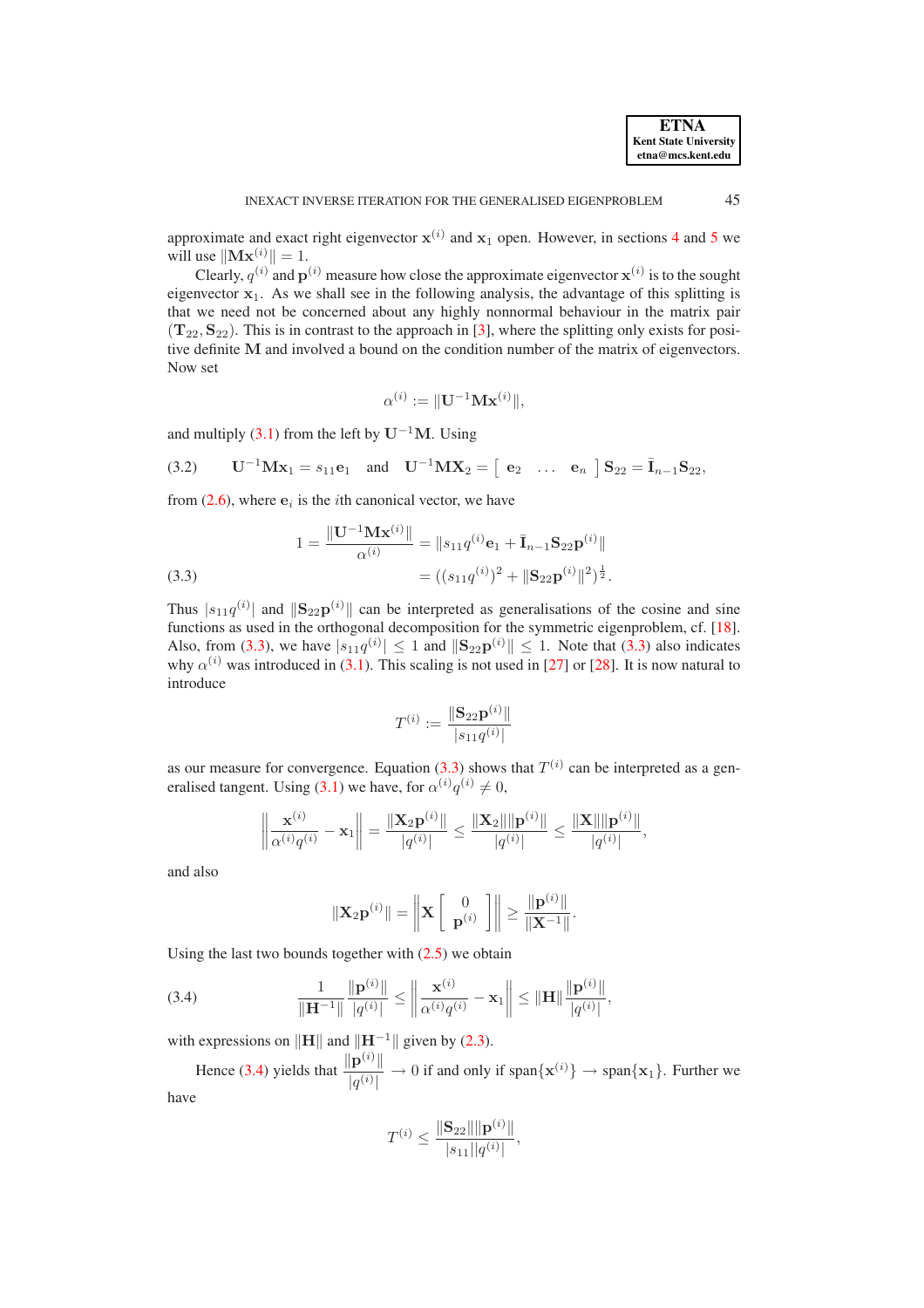approximate and exact right eigenvector $\mathbf{x}^{(i)}$ and $\mathbf{x}_1$ open. However, in sections 4 and 5 we will use $\|\mathbf{M}\mathbf{x}^{(i)}\| = 1$.

Clearly, $q^{(i)}$ and $\mathbf{p}^{(i)}$ measure how close the approximate eigenvector $\mathbf{x}^{(i)}$ is to the sought eigenvector $\mathbf{x}_1$. As we shall see in the following analysis, the advantage of this splitting is that we need not be concerned about any highly nonnormal behaviour in the matrix pair $(\mathbf{T}_{22}, \mathbf{S}_{22})$. This is in contrast to the approach in [3], where the splitting only exists for positive definite $\mathbf{M}$ and involved a bound on the condition number of the matrix of eigenvectors. Now set

$$\alpha^{(i)} := \|\mathbf{U}^{-1}\mathbf{M}\mathbf{x}^{(i)}\|,$$

and multiply (3.1) from the left by $\mathbf{U}^{-1}\mathbf{M}$. Using

$$\mathbf{U}^{-1}\mathbf{M}\mathbf{x}_1 = s_{11}\mathbf{e}_1 \quad \text{and} \quad \mathbf{U}^{-1}\mathbf{M}\mathbf{X}_2 = \begin{bmatrix} \mathbf{e}_2 & \dots & \mathbf{e}_n \end{bmatrix} \mathbf{S}_{22} = \bar{\mathbf{I}}_{n-1}\mathbf{S}_{22}, \tag{3.2}$$

from (2.6), where $\mathbf{e}_i$ is the $i$th canonical vector, we have

$$\begin{aligned} 1 = \frac{\|\mathbf{U}^{-1}\mathbf{M}\mathbf{x}^{(i)}\|}{\alpha^{(i)}} &= \|s_{11}q^{(i)}\mathbf{e}_1 + \bar{\mathbf{I}}_{n-1}\mathbf{S}_{22}\mathbf{p}^{(i)}\| \\ &= ((s_{11}q^{(i)})^2 + \|\mathbf{S}_{22}\mathbf{p}^{(i)}\|^2)^{\frac{1}{2}}. \end{aligned} \tag{3.3}$$

Thus $|s_{11}q^{(i)}|$ and $\|\mathbf{S}_{22}\mathbf{p}^{(i)}\|$ can be interpreted as generalisations of the cosine and sine functions as used in the orthogonal decomposition for the symmetric eigenproblem, cf. [18]. Also, from (3.3), we have $|s_{11}q^{(i)}| \leq 1$ and $\|\mathbf{S}_{22}\mathbf{p}^{(i)}\| \leq 1$. Note that (3.3) also indicates why $\alpha^{(i)}$ was introduced in (3.1). This scaling is not used in [27] or [28]. It is now natural to introduce

$$T^{(i)} := \frac{\|\mathbf{S}_{22}\mathbf{p}^{(i)}\|}{|s_{11}q^{(i)}|}$$

as our measure for convergence. Equation (3.3) shows that $T^{(i)}$ can be interpreted as a generalised tangent. Using (3.1) we have, for $\alpha^{(i)}q^{(i)} \neq 0$,

$$\left\| \frac{\mathbf{x}^{(i)}}{\alpha^{(i)}q^{(i)}} - \mathbf{x}_1 \right\| = \frac{\|\mathbf{X}_2\mathbf{p}^{(i)}\|}{|q^{(i)}|} \leq \frac{\|\mathbf{X}_2\|\|\mathbf{p}^{(i)}\|}{|q^{(i)}|} \leq \frac{\|\mathbf{X}\|\|\mathbf{p}^{(i)}\|}{|q^{(i)}|},$$

and also

$$\|\mathbf{X}_2\mathbf{p}^{(i)}\| = \left\| \mathbf{X} \begin{bmatrix} 0 \\ \mathbf{p}^{(i)} \end{bmatrix} \right\| \geq \frac{\|\mathbf{p}^{(i)}\|}{\|\mathbf{X}^{-1}\|}.$$

Using the last two bounds together with (2.5) we obtain

$$\frac{1}{\|\mathbf{H}^{-1}\|} \frac{\|\mathbf{p}^{(i)}\|}{|q^{(i)}|} \leq \left\| \frac{\mathbf{x}^{(i)}}{\alpha^{(i)}q^{(i)}} - \mathbf{x}_1 \right\| \leq \|\mathbf{H}\| \frac{\|\mathbf{p}^{(i)}\|}{|q^{(i)}|}, \tag{3.4}$$

with expressions on $\|\mathbf{H}\|$ and $\|\mathbf{H}^{-1}\|$ given by (2.3).

Hence (3.4) yields that $\dfrac{\|\mathbf{p}^{(i)}\|}{|q^{(i)}|} \to 0$ if and only if $\text{span}\{\mathbf{x}^{(i)}\} \to \text{span}\{\mathbf{x}_1\}$. Further we have

$$T^{(i)} \leq \frac{\|\mathbf{S}_{22}\|\|\mathbf{p}^{(i)}\|}{|s_{11}||q^{(i)}|},$$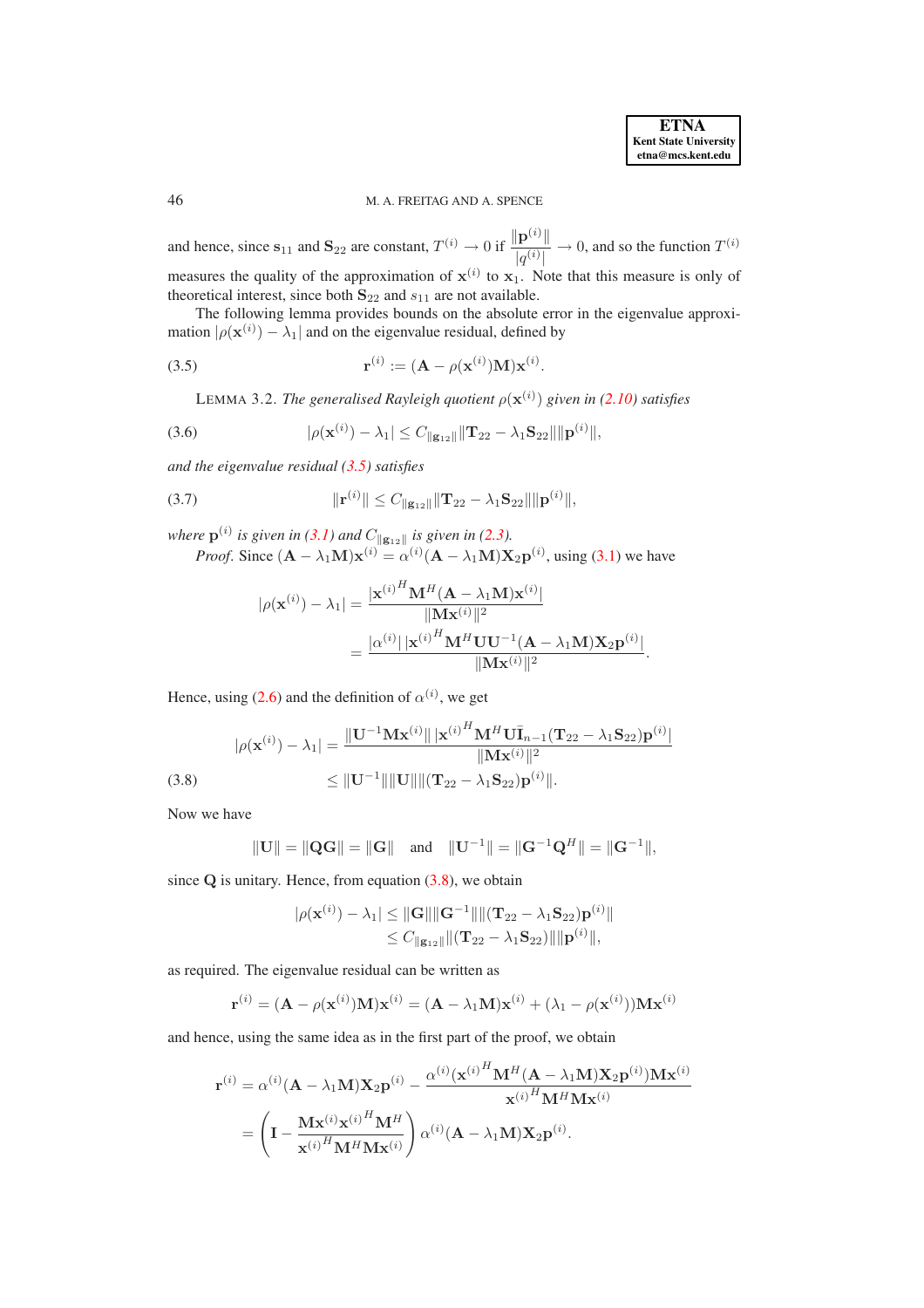and hence, since $\mathbf{s}_{11}$ and $\mathbf{S}_{22}$ are constant, $T^{(i)} \to 0$ if $\dfrac{\|\mathbf{p}^{(i)}\|}{|q^{(i)}|} \to 0$, and so the function $T^{(i)}$ measures the quality of the approximation of $\mathbf{x}^{(i)}$ to $\mathbf{x}_1$. Note that this measure is only of theoretical interest, since both $\mathbf{S}_{22}$ and $s_{11}$ are not available.

The following lemma provides bounds on the absolute error in the eigenvalue approximation $|\rho(\mathbf{x}^{(i)}) - \lambda_1|$ and on the eigenvalue residual, defined by

$$\mathbf{r}^{(i)} := (\mathbf{A} - \rho(\mathbf{x}^{(i)})\mathbf{M})\mathbf{x}^{(i)}. \tag{3.5}$$

LEMMA 3.2. *The generalised Rayleigh quotient $\rho(\mathbf{x}^{(i)})$ given in (2.10) satisfies*

$$|\rho(\mathbf{x}^{(i)}) - \lambda_1| \leq C_{\|\mathbf{g}_{12}\|} \|\mathbf{T}_{22} - \lambda_1 \mathbf{S}_{22}\| \|\mathbf{p}^{(i)}\|, \tag{3.6}$$

*and the eigenvalue residual (3.5) satisfies*

$$\|\mathbf{r}^{(i)}\| \leq C_{\|\mathbf{g}_{12}\|} \|\mathbf{T}_{22} - \lambda_1 \mathbf{S}_{22}\| \|\mathbf{p}^{(i)}\|, \tag{3.7}$$

*where $\mathbf{p}^{(i)}$ is given in (3.1) and $C_{\|\mathbf{g}_{12}\|}$ is given in (2.3).*

*Proof.* Since $(\mathbf{A} - \lambda_1 \mathbf{M})\mathbf{x}^{(i)} = \alpha^{(i)}(\mathbf{A} - \lambda_1 \mathbf{M})\mathbf{X}_2\mathbf{p}^{(i)}$, using (3.1) we have

$$\begin{aligned}
|\rho(\mathbf{x}^{(i)}) - \lambda_1| &= \frac{|{\mathbf{x}^{(i)}}^H \mathbf{M}^H (\mathbf{A} - \lambda_1 \mathbf{M})\mathbf{x}^{(i)}|}{\|\mathbf{M}\mathbf{x}^{(i)}\|^2} \\
&= \frac{|\alpha^{(i)}| \, |{\mathbf{x}^{(i)}}^H \mathbf{M}^H \mathbf{U}\mathbf{U}^{-1}(\mathbf{A} - \lambda_1 \mathbf{M})\mathbf{X}_2\mathbf{p}^{(i)}|}{\|\mathbf{M}\mathbf{x}^{(i)}\|^2}.
\end{aligned}$$

Hence, using (2.6) and the definition of $\alpha^{(i)}$, we get

$$\begin{aligned}
|\rho(\mathbf{x}^{(i)}) - \lambda_1| &= \frac{\|\mathbf{U}^{-1}\mathbf{M}\mathbf{x}^{(i)}\| \, |{\mathbf{x}^{(i)}}^H \mathbf{M}^H \mathbf{U}\bar{\mathbf{I}}_{n-1}(\mathbf{T}_{22} - \lambda_1 \mathbf{S}_{22})\mathbf{p}^{(i)}|}{\|\mathbf{M}\mathbf{x}^{(i)}\|^2} \\
&\leq \|\mathbf{U}^{-1}\| \|\mathbf{U}\| \|(\mathbf{T}_{22} - \lambda_1 \mathbf{S}_{22})\mathbf{p}^{(i)}\|.
\end{aligned} \tag{3.8}$$

Now we have

$$\|\mathbf{U}\| = \|\mathbf{Q}\mathbf{G}\| = \|\mathbf{G}\| \quad \text{and} \quad \|\mathbf{U}^{-1}\| = \|\mathbf{G}^{-1}\mathbf{Q}^H\| = \|\mathbf{G}^{-1}\|,$$

since $\mathbf{Q}$ is unitary. Hence, from equation (3.8), we obtain

$$\begin{aligned}
|\rho(\mathbf{x}^{(i)}) - \lambda_1| &\leq \|\mathbf{G}\| \|\mathbf{G}^{-1}\| \|(\mathbf{T}_{22} - \lambda_1 \mathbf{S}_{22})\mathbf{p}^{(i)}\| \\
&\leq C_{\|\mathbf{g}_{12}\|} \|(\mathbf{T}_{22} - \lambda_1 \mathbf{S}_{22})\| \|\mathbf{p}^{(i)}\|,
\end{aligned}$$

as required. The eigenvalue residual can be written as

$$\mathbf{r}^{(i)} = (\mathbf{A} - \rho(\mathbf{x}^{(i)})\mathbf{M})\mathbf{x}^{(i)} = (\mathbf{A} - \lambda_1 \mathbf{M})\mathbf{x}^{(i)} + (\lambda_1 - \rho(\mathbf{x}^{(i)}))\mathbf{M}\mathbf{x}^{(i)}$$

and hence, using the same idea as in the first part of the proof, we obtain

$$\begin{aligned}
\mathbf{r}^{(i)} &= \alpha^{(i)}(\mathbf{A} - \lambda_1 \mathbf{M})\mathbf{X}_2\mathbf{p}^{(i)} - \frac{\alpha^{(i)}({\mathbf{x}^{(i)}}^H \mathbf{M}^H (\mathbf{A} - \lambda_1 \mathbf{M})\mathbf{X}_2\mathbf{p}^{(i)})\mathbf{M}\mathbf{x}^{(i)}}{{\mathbf{x}^{(i)}}^H \mathbf{M}^H \mathbf{M}\mathbf{x}^{(i)}} \\
&= \left( \mathbf{I} - \frac{\mathbf{M}\mathbf{x}^{(i)}{\mathbf{x}^{(i)}}^H \mathbf{M}^H}{{\mathbf{x}^{(i)}}^H \mathbf{M}^H \mathbf{M}\mathbf{x}^{(i)}} \right) \alpha^{(i)}(\mathbf{A} - \lambda_1 \mathbf{M})\mathbf{X}_2\mathbf{p}^{(i)}.
\end{aligned}$$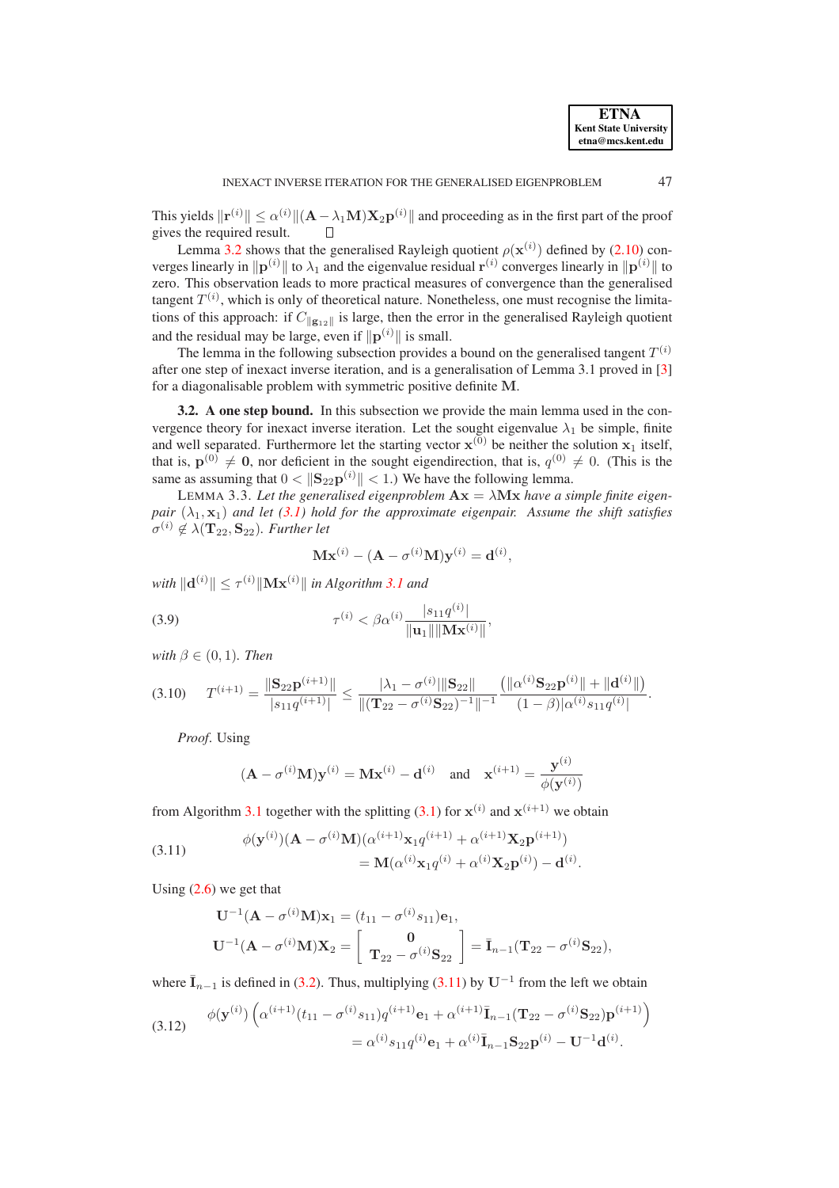This yields $\|\mathbf{r}^{(i)}\| \leq \alpha^{(i)} \|(\mathbf{A} - \lambda_1 \mathbf{M})\mathbf{X}_2 \mathbf{p}^{(i)}\|$ and proceeding as in the first part of the proof gives the required result. $\square$

Lemma 3.2 shows that the generalised Rayleigh quotient $\rho(\mathbf{x}^{(i)})$ defined by (2.10) converges linearly in $\|\mathbf{p}^{(i)}\|$ to $\lambda_1$ and the eigenvalue residual $\mathbf{r}^{(i)}$ converges linearly in $\|\mathbf{p}^{(i)}\|$ to zero. This observation leads to more practical measures of convergence than the generalised tangent $T^{(i)}$, which is only of theoretical nature. Nonetheless, one must recognise the limitations of this approach: if $C_{\|\mathbf{g}_{12}\|}$ is large, then the error in the generalised Rayleigh quotient and the residual may be large, even if $\|\mathbf{p}^{(i)}\|$ is small.

The lemma in the following subsection provides a bound on the generalised tangent $T^{(i)}$ after one step of inexact inverse iteration, and is a generalisation of Lemma 3.1 proved in [3] for a diagonalisable problem with symmetric positive definite $\mathbf{M}$.

### 3.2. A one step bound.

In this subsection we provide the main lemma used in the convergence theory for inexact inverse iteration. Let the sought eigenvalue $\lambda_1$ be simple, finite and well separated. Furthermore let the starting vector $\mathbf{x}^{(0)}$ be neither the solution $\mathbf{x}_1$ itself, that is, $\mathbf{p}^{(0)} \neq \mathbf{0}$, nor deficient in the sought eigendirection, that is, $q^{(0)} \neq 0$. (This is the same as assuming that $0 < \|\mathbf{S}_{22}\mathbf{p}^{(i)}\| < 1$.) We have the following lemma.

LEMMA 3.3. *Let the generalised eigenproblem $\mathbf{A}\mathbf{x} = \lambda \mathbf{M}\mathbf{x}$ have a simple finite eigenpair $(\lambda_1, \mathbf{x}_1)$ and let (3.1) hold for the approximate eigenpair. Assume the shift satisfies $\sigma^{(i)} \notin \lambda(\mathbf{T}_{22}, \mathbf{S}_{22})$. Further let*

$$\mathbf{M}\mathbf{x}^{(i)} - (\mathbf{A} - \sigma^{(i)}\mathbf{M})\mathbf{y}^{(i)} = \mathbf{d}^{(i)},$$

*with $\|\mathbf{d}^{(i)}\| \leq \tau^{(i)} \|\mathbf{M}\mathbf{x}^{(i)}\|$ in Algorithm 3.1 and*

$$\tau^{(i)} < \beta \alpha^{(i)} \frac{|s_{11} q^{(i)}|}{\|\mathbf{u}_1\| \|\mathbf{M}\mathbf{x}^{(i)}\|}, \tag{3.9}$$

*with $\beta \in (0, 1)$. Then*

$$T^{(i+1)} = \frac{\|\mathbf{S}_{22}\mathbf{p}^{(i+1)}\|}{|s_{11} q^{(i+1)}|} \leq \frac{|\lambda_1 - \sigma^{(i)}| \|\mathbf{S}_{22}\|}{\|(\mathbf{T}_{22} - \sigma^{(i)}\mathbf{S}_{22})^{-1}\|^{-1}} \frac{\left(\|\alpha^{(i)}\mathbf{S}_{22}\mathbf{p}^{(i)}\| + \|\mathbf{d}^{(i)}\|\right)}{(1 - \beta)|\alpha^{(i)} s_{11} q^{(i)}|}. \tag{3.10}$$

*Proof.* Using

$$(\mathbf{A} - \sigma^{(i)}\mathbf{M})\mathbf{y}^{(i)} = \mathbf{M}\mathbf{x}^{(i)} - \mathbf{d}^{(i)} \quad \text{and} \quad \mathbf{x}^{(i+1)} = \frac{\mathbf{y}^{(i)}}{\phi(\mathbf{y}^{(i)})}$$

from Algorithm 3.1 together with the splitting (3.1) for $\mathbf{x}^{(i)}$ and $\mathbf{x}^{(i+1)}$ we obtain

$$\begin{aligned} \phi(\mathbf{y}^{(i)})(\mathbf{A} - \sigma^{(i)}\mathbf{M})(\alpha^{(i+1)}\mathbf{x}_1 q^{(i+1)} + \alpha^{(i+1)}\mathbf{X}_2\mathbf{p}^{(i+1)}) \\ = \mathbf{M}(\alpha^{(i)}\mathbf{x}_1 q^{(i)} + \alpha^{(i)}\mathbf{X}_2\mathbf{p}^{(i)}) - \mathbf{d}^{(i)}. \end{aligned} \tag{3.11}$$

Using (2.6) we get that

$$\begin{aligned} \mathbf{U}^{-1}(\mathbf{A} - \sigma^{(i)}\mathbf{M})\mathbf{x}_1 &= (t_{11} - \sigma^{(i)} s_{11})\mathbf{e}_1, \\ \mathbf{U}^{-1}(\mathbf{A} - \sigma^{(i)}\mathbf{M})\mathbf{X}_2 &= \begin{bmatrix} \mathbf{0} \\ \mathbf{T}_{22} - \sigma^{(i)}\mathbf{S}_{22} \end{bmatrix} = \bar{\mathbf{I}}_{n-1}(\mathbf{T}_{22} - \sigma^{(i)}\mathbf{S}_{22}), \end{aligned}$$

where $\bar{\mathbf{I}}_{n-1}$ is defined in (3.2). Thus, multiplying (3.11) by $\mathbf{U}^{-1}$ from the left we obtain

$$\begin{aligned} \phi(\mathbf{y}^{(i)}) \left( \alpha^{(i+1)}(t_{11} - \sigma^{(i)} s_{11}) q^{(i+1)}\mathbf{e}_1 + \alpha^{(i+1)}\bar{\mathbf{I}}_{n-1}(\mathbf{T}_{22} - \sigma^{(i)}\mathbf{S}_{22})\mathbf{p}^{(i+1)} \right) \\ = \alpha^{(i)} s_{11} q^{(i)}\mathbf{e}_1 + \alpha^{(i)}\bar{\mathbf{I}}_{n-1}\mathbf{S}_{22}\mathbf{p}^{(i)} - \mathbf{U}^{-1}\mathbf{d}^{(i)}. \end{aligned} \tag{3.12}$$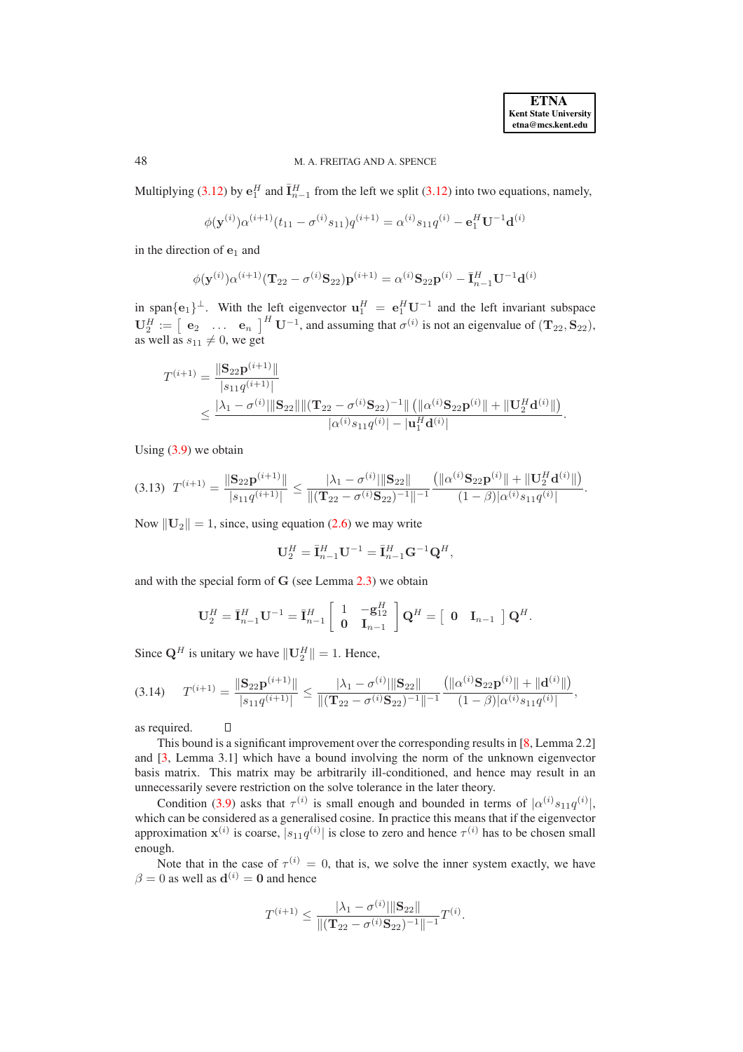Multiplying (3.12) by $\mathbf{e}_1^H$ and $\bar{\mathbf{I}}_{n-1}^H$ from the left we split (3.12) into two equations, namely,

$$\phi(\mathbf{y}^{(i)})\alpha^{(i+1)}(t_{11} - \sigma^{(i)}s_{11})q^{(i+1)} = \alpha^{(i)}s_{11}q^{(i)} - \mathbf{e}_1^H\mathbf{U}^{-1}\mathbf{d}^{(i)}$$

in the direction of $\mathbf{e}_1$ and

$$\phi(\mathbf{y}^{(i)})\alpha^{(i+1)}(\mathbf{T}_{22} - \sigma^{(i)}\mathbf{S}_{22})\mathbf{p}^{(i+1)} = \alpha^{(i)}\mathbf{S}_{22}\mathbf{p}^{(i)} - \bar{\mathbf{I}}_{n-1}^H\mathbf{U}^{-1}\mathbf{d}^{(i)}$$

in $\mathrm{span}\{\mathbf{e}_1\}^{\perp}$. With the left eigenvector $\mathbf{u}_1^H = \mathbf{e}_1^H\mathbf{U}^{-1}$ and the left invariant subspace $\mathbf{U}_2^H := \begin{bmatrix} \mathbf{e}_2 & \dots & \mathbf{e}_n \end{bmatrix}^H \mathbf{U}^{-1}$, and assuming that $\sigma^{(i)}$ is not an eigenvalue of $(\mathbf{T}_{22}, \mathbf{S}_{22})$, as well as $s_{11} \neq 0$, we get

$$\begin{aligned} T^{(i+1)} &= \frac{\|\mathbf{S}_{22}\mathbf{p}^{(i+1)}\|}{|s_{11}q^{(i+1)}|} \\ &\leq \frac{|\lambda_1 - \sigma^{(i)}|\|\mathbf{S}_{22}\|\|(\mathbf{T}_{22} - \sigma^{(i)}\mathbf{S}_{22})^{-1}\|\left(\|\alpha^{(i)}\mathbf{S}_{22}\mathbf{p}^{(i)}\| + \|\mathbf{U}_2^H\mathbf{d}^{(i)}\|\right)}{|\alpha^{(i)}s_{11}q^{(i)}| - |\mathbf{u}_1^H\mathbf{d}^{(i)}|}. \end{aligned}$$

Using (3.9) we obtain

$$T^{(i+1)} = \frac{\|\mathbf{S}_{22}\mathbf{p}^{(i+1)}\|}{|s_{11}q^{(i+1)}|} \leq \frac{|\lambda_1 - \sigma^{(i)}|\|\mathbf{S}_{22}\|}{\|(\mathbf{T}_{22} - \sigma^{(i)}\mathbf{S}_{22})^{-1}\|^{-1}} \frac{\left(\|\alpha^{(i)}\mathbf{S}_{22}\mathbf{p}^{(i)}\| + \|\mathbf{U}_2^H\mathbf{d}^{(i)}\|\right)}{(1-\beta)|\alpha^{(i)}s_{11}q^{(i)}|}. \tag{3.13}$$

Now $\|\mathbf{U}_2\| = 1$, since, using equation (2.6) we may write

$$\mathbf{U}_2^H = \bar{\mathbf{I}}_{n-1}^H\mathbf{U}^{-1} = \bar{\mathbf{I}}_{n-1}^H\mathbf{G}^{-1}\mathbf{Q}^H,$$

and with the special form of $\mathbf{G}$ (see Lemma 2.3) we obtain

$$\mathbf{U}_2^H = \bar{\mathbf{I}}_{n-1}^H\mathbf{U}^{-1} = \bar{\mathbf{I}}_{n-1}^H \begin{bmatrix} 1 & -\mathbf{g}_{12}^H \\ \mathbf{0} & \mathbf{I}_{n-1} \end{bmatrix} \mathbf{Q}^H = \begin{bmatrix} \mathbf{0} & \mathbf{I}_{n-1} \end{bmatrix} \mathbf{Q}^H.$$

Since $\mathbf{Q}^H$ is unitary we have $\|\mathbf{U}_2^H\| = 1$. Hence,

$$T^{(i+1)} = \frac{\|\mathbf{S}_{22}\mathbf{p}^{(i+1)}\|}{|s_{11}q^{(i+1)}|} \leq \frac{|\lambda_1 - \sigma^{(i)}|\|\mathbf{S}_{22}\|}{\|(\mathbf{T}_{22} - \sigma^{(i)}\mathbf{S}_{22})^{-1}\|^{-1}} \frac{\left(\|\alpha^{(i)}\mathbf{S}_{22}\mathbf{p}^{(i)}\| + \|\mathbf{d}^{(i)}\|\right)}{(1-\beta)|\alpha^{(i)}s_{11}q^{(i)}|}, \tag{3.14}$$

as required. □

This bound is a significant improvement over the corresponding results in [8, Lemma 2.2] and [3, Lemma 3.1] which have a bound involving the norm of the unknown eigenvector basis matrix. This matrix may be arbitrarily ill-conditioned, and hence may result in an unnecessarily severe restriction on the solve tolerance in the later theory.

Condition (3.9) asks that $\tau^{(i)}$ is small enough and bounded in terms of $|\alpha^{(i)}s_{11}q^{(i)}|$, which can be considered as a generalised cosine. In practice this means that if the eigenvector approximation $\mathbf{x}^{(i)}$ is coarse, $|s_{11}q^{(i)}|$ is close to zero and hence $\tau^{(i)}$ has to be chosen small enough.

Note that in the case of $\tau^{(i)} = 0$, that is, we solve the inner system exactly, we have $\beta = 0$ as well as $\mathbf{d}^{(i)} = \mathbf{0}$ and hence

$$T^{(i+1)} \leq \frac{|\lambda_1 - \sigma^{(i)}|\|\mathbf{S}_{22}\|}{\|(\mathbf{T}_{22} - \sigma^{(i)}\mathbf{S}_{22})^{-1}\|^{-1}} T^{(i)}.$$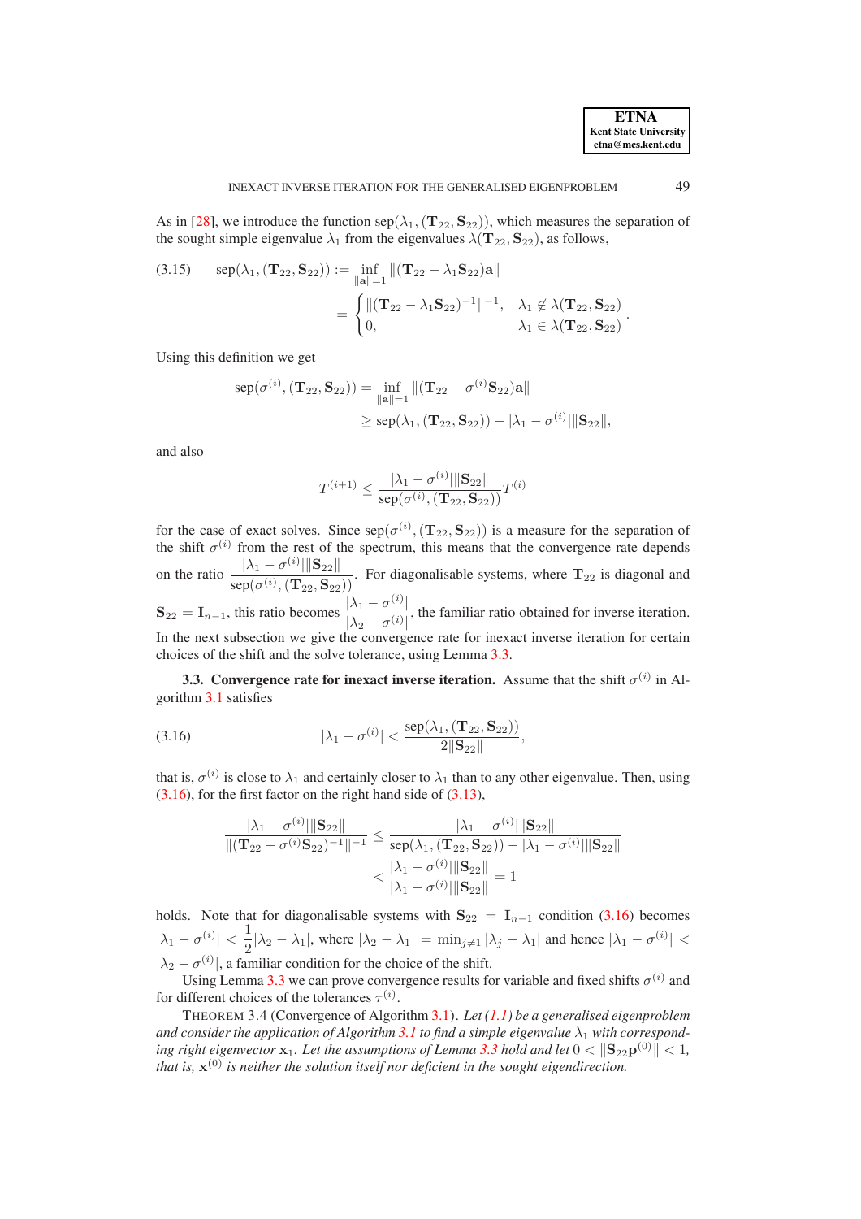As in [28], we introduce the function $\operatorname{sep}(\lambda_1, (\mathbf{T}_{22}, \mathbf{S}_{22}))$, which measures the separation of the sought simple eigenvalue $\lambda_1$ from the eigenvalues $\lambda(\mathbf{T}_{22}, \mathbf{S}_{22})$, as follows,

$$
\begin{aligned}
(3.15) \qquad \operatorname{sep}(\lambda_1, (\mathbf{T}_{22}, \mathbf{S}_{22})) &:= \inf_{\|\mathbf{a}\|=1} \|(\mathbf{T}_{22} - \lambda_1 \mathbf{S}_{22})\mathbf{a}\| \\
&= \begin{cases} \|(\mathbf{T}_{22} - \lambda_1 \mathbf{S}_{22})^{-1}\|^{-1}, & \lambda_1 \notin \lambda(\mathbf{T}_{22}, \mathbf{S}_{22}) \\ 0, & \lambda_1 \in \lambda(\mathbf{T}_{22}, \mathbf{S}_{22}) \end{cases}.
\end{aligned}
$$

Using this definition we get

$$
\begin{aligned}
\operatorname{sep}(\sigma^{(i)}, (\mathbf{T}_{22}, \mathbf{S}_{22})) &= \inf_{\|\mathbf{a}\|=1} \|(\mathbf{T}_{22} - \sigma^{(i)} \mathbf{S}_{22})\mathbf{a}\| \\
&\geq \operatorname{sep}(\lambda_1, (\mathbf{T}_{22}, \mathbf{S}_{22})) - |\lambda_1 - \sigma^{(i)}| \|\mathbf{S}_{22}\|,
\end{aligned}
$$

and also

$$
T^{(i+1)} \leq \frac{|\lambda_1 - \sigma^{(i)}| \|\mathbf{S}_{22}\|}{\operatorname{sep}(\sigma^{(i)}, (\mathbf{T}_{22}, \mathbf{S}_{22}))} T^{(i)}
$$

for the case of exact solves. Since $\operatorname{sep}(\sigma^{(i)}, (\mathbf{T}_{22}, \mathbf{S}_{22}))$ is a measure for the separation of the shift $\sigma^{(i)}$ from the rest of the spectrum, this means that the convergence rate depends on the ratio $\dfrac{|\lambda_1 - \sigma^{(i)}| \|\mathbf{S}_{22}\|}{\operatorname{sep}(\sigma^{(i)}, (\mathbf{T}_{22}, \mathbf{S}_{22}))}$. For diagonalisable systems, where $\mathbf{T}_{22}$ is diagonal and $\mathbf{S}_{22} = \mathbf{I}_{n-1}$, this ratio becomes $\dfrac{|\lambda_1 - \sigma^{(i)}|}{|\lambda_2 - \sigma^{(i)}|}$, the familiar ratio obtained for inverse iteration. In the next subsection we give the convergence rate for inexact inverse iteration for certain choices of the shift and the solve tolerance, using Lemma 3.3.

### 3.3. Convergence rate for inexact inverse iteration.

Assume that the shift $\sigma^{(i)}$ in Algorithm 3.1 satisfies

$$
(3.16) \qquad |\lambda_1 - \sigma^{(i)}| < \frac{\operatorname{sep}(\lambda_1, (\mathbf{T}_{22}, \mathbf{S}_{22}))}{2\|\mathbf{S}_{22}\|},
$$

that is, $\sigma^{(i)}$ is close to $\lambda_1$ and certainly closer to $\lambda_1$ than to any other eigenvalue. Then, using (3.16), for the first factor on the right hand side of (3.13),

$$
\begin{aligned}
\frac{|\lambda_1 - \sigma^{(i)}| \|\mathbf{S}_{22}\|}{\|(\mathbf{T}_{22} - \sigma^{(i)} \mathbf{S}_{22})^{-1}\|^{-1}} &\leq \frac{|\lambda_1 - \sigma^{(i)}| \|\mathbf{S}_{22}\|}{\operatorname{sep}(\lambda_1, (\mathbf{T}_{22}, \mathbf{S}_{22})) - |\lambda_1 - \sigma^{(i)}| \|\mathbf{S}_{22}\|} \\
&< \frac{|\lambda_1 - \sigma^{(i)}| \|\mathbf{S}_{22}\|}{|\lambda_1 - \sigma^{(i)}| \|\mathbf{S}_{22}\|} = 1
\end{aligned}
$$

holds. Note that for diagonalisable systems with $\mathbf{S}_{22} = \mathbf{I}_{n-1}$ condition (3.16) becomes $|\lambda_1 - \sigma^{(i)}| < \frac{1}{2}|\lambda_2 - \lambda_1|$, where $|\lambda_2 - \lambda_1| = \min_{j \neq 1} |\lambda_j - \lambda_1|$ and hence $|\lambda_1 - \sigma^{(i)}| < |\lambda_2 - \sigma^{(i)}|$, a familiar condition for the choice of the shift.

Using Lemma 3.3 we can prove convergence results for variable and fixed shifts $\sigma^{(i)}$ and for different choices of the tolerances $\tau^{(i)}$.

THEOREM 3.4 (Convergence of Algorithm 3.1). *Let (1.1) be a generalised eigenproblem and consider the application of Algorithm 3.1 to find a simple eigenvalue $\lambda_1$ with corresponding right eigenvector $\mathbf{x}_1$. Let the assumptions of Lemma 3.3 hold and let $0 < \|\mathbf{S}_{22}\mathbf{p}^{(0)}\| < 1$, that is, $\mathbf{x}^{(0)}$ is neither the solution itself nor deficient in the sought eigendirection.*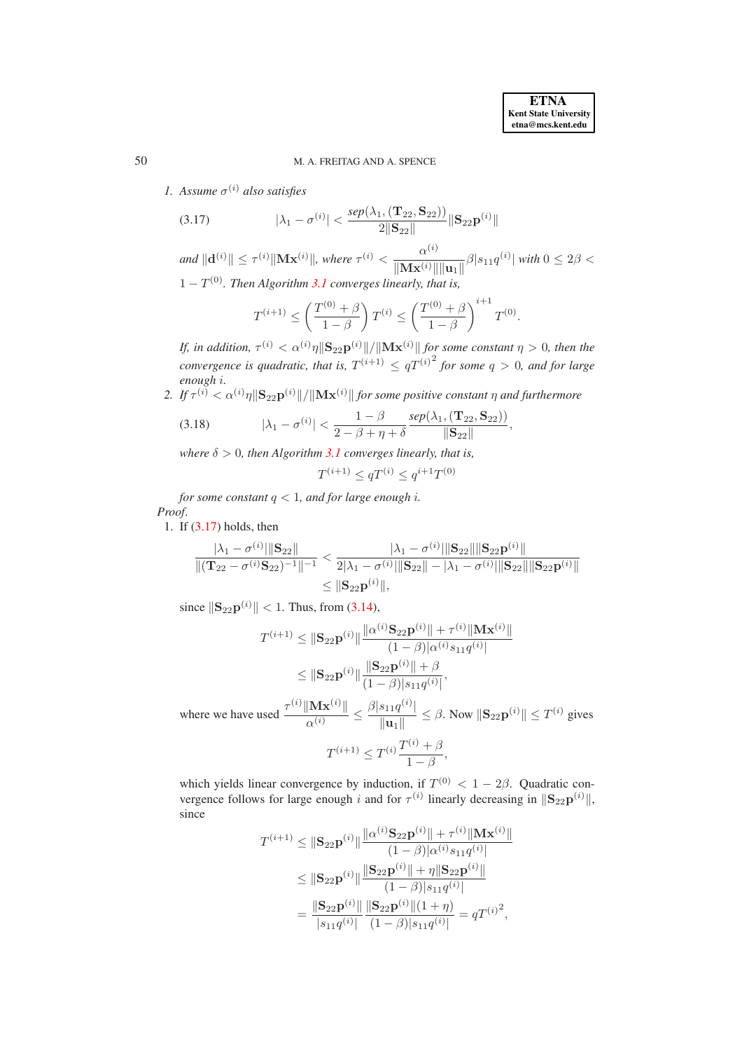1. *Assume $\sigma^{(i)}$ also satisfies*

$$|\lambda_1 - \sigma^{(i)}| < \frac{sep(\lambda_1, (\mathbf{T}_{22}, \mathbf{S}_{22}))}{2\|\mathbf{S}_{22}\|}\|\mathbf{S}_{22}\mathbf{p}^{(i)}\| \tag{3.17}$$

*and* $\|\mathbf{d}^{(i)}\| \leq \tau^{(i)}\|\mathbf{M}\mathbf{x}^{(i)}\|$*, where* $\tau^{(i)} < \dfrac{\alpha^{(i)}}{\|\mathbf{M}\mathbf{x}^{(i)}\|\|\mathbf{u}_1\|}\beta|s_{11}q^{(i)}|$ *with* $0 \leq 2\beta < 1 - T^{(0)}$*. Then Algorithm 3.1 converges linearly, that is,*

$$T^{(i+1)} \leq \left(\frac{T^{(0)} + \beta}{1-\beta}\right) T^{(i)} \leq \left(\frac{T^{(0)} + \beta}{1-\beta}\right)^{i+1} T^{(0)}.$$

*If, in addition,* $\tau^{(i)} < \alpha^{(i)}\eta\|\mathbf{S}_{22}\mathbf{p}^{(i)}\|/\|\mathbf{M}\mathbf{x}^{(i)}\|$ *for some constant* $\eta > 0$*, then the convergence is quadratic, that is,* $T^{(i+1)} \leq q{T^{(i)}}^2$ *for some* $q > 0$*, and for large enough* $i$*.*

2. *If* $\tau^{(i)} < \alpha^{(i)}\eta\|\mathbf{S}_{22}\mathbf{p}^{(i)}\|/\|\mathbf{M}\mathbf{x}^{(i)}\|$ *for some positive constant* $\eta$ *and furthermore*

$$|\lambda_1 - \sigma^{(i)}| < \frac{1-\beta}{2-\beta+\eta+\delta}\frac{sep(\lambda_1, (\mathbf{T}_{22}, \mathbf{S}_{22}))}{\|\mathbf{S}_{22}\|}, \tag{3.18}$$

*where* $\delta > 0$*, then Algorithm 3.1 converges linearly, that is,*

$$T^{(i+1)} \leq qT^{(i)} \leq q^{i+1}T^{(0)}$$

*for some constant* $q < 1$*, and for large enough* $i$*.*

*Proof.*

1. If (3.17) holds, then

$$\frac{|\lambda_1 - \sigma^{(i)}|\|\mathbf{S}_{22}\|}{\|(\mathbf{T}_{22} - \sigma^{(i)}\mathbf{S}_{22})^{-1}\|^{-1}} < \frac{|\lambda_1 - \sigma^{(i)}|\|\mathbf{S}_{22}\|\|\mathbf{S}_{22}\mathbf{p}^{(i)}\|}{2|\lambda_1 - \sigma^{(i)}|\|\mathbf{S}_{22}\| - |\lambda_1 - \sigma^{(i)}|\|\mathbf{S}_{22}\|\|\mathbf{S}_{22}\mathbf{p}^{(i)}\|}$$
$$\leq \|\mathbf{S}_{22}\mathbf{p}^{(i)}\|,$$

since $\|\mathbf{S}_{22}\mathbf{p}^{(i)}\| < 1$. Thus, from (3.14),

$$T^{(i+1)} \leq \|\mathbf{S}_{22}\mathbf{p}^{(i)}\|\frac{\|\alpha^{(i)}\mathbf{S}_{22}\mathbf{p}^{(i)}\| + \tau^{(i)}\|\mathbf{M}\mathbf{x}^{(i)}\|}{(1-\beta)|\alpha^{(i)}s_{11}q^{(i)}|}$$
$$\leq \|\mathbf{S}_{22}\mathbf{p}^{(i)}\|\frac{\|\mathbf{S}_{22}\mathbf{p}^{(i)}\| + \beta}{(1-\beta)|s_{11}q^{(i)}|},$$

where we have used $\dfrac{\tau^{(i)}\|\mathbf{M}\mathbf{x}^{(i)}\|}{\alpha^{(i)}} \leq \dfrac{\beta|s_{11}q^{(i)}|}{\|\mathbf{u}_1\|} \leq \beta$. Now $\|\mathbf{S}_{22}\mathbf{p}^{(i)}\| \leq T^{(i)}$ gives

$$T^{(i+1)} \leq T^{(i)}\frac{T^{(i)} + \beta}{1-\beta},$$

which yields linear convergence by induction, if $T^{(0)} < 1 - 2\beta$. Quadratic convergence follows for large enough $i$ and for $\tau^{(i)}$ linearly decreasing in $\|\mathbf{S}_{22}\mathbf{p}^{(i)}\|$, since

$$T^{(i+1)} \leq \|\mathbf{S}_{22}\mathbf{p}^{(i)}\|\frac{\|\alpha^{(i)}\mathbf{S}_{22}\mathbf{p}^{(i)}\| + \tau^{(i)}\|\mathbf{M}\mathbf{x}^{(i)}\|}{(1-\beta)|\alpha^{(i)}s_{11}q^{(i)}|}$$
$$\leq \|\mathbf{S}_{22}\mathbf{p}^{(i)}\|\frac{\|\mathbf{S}_{22}\mathbf{p}^{(i)}\| + \eta\|\mathbf{S}_{22}\mathbf{p}^{(i)}\|}{(1-\beta)|s_{11}q^{(i)}|}$$
$$= \frac{\|\mathbf{S}_{22}\mathbf{p}^{(i)}\|}{|s_{11}q^{(i)}|}\frac{\|\mathbf{S}_{22}\mathbf{p}^{(i)}\|(1+\eta)}{(1-\beta)|s_{11}q^{(i)}|} = q{T^{(i)}}^2,$$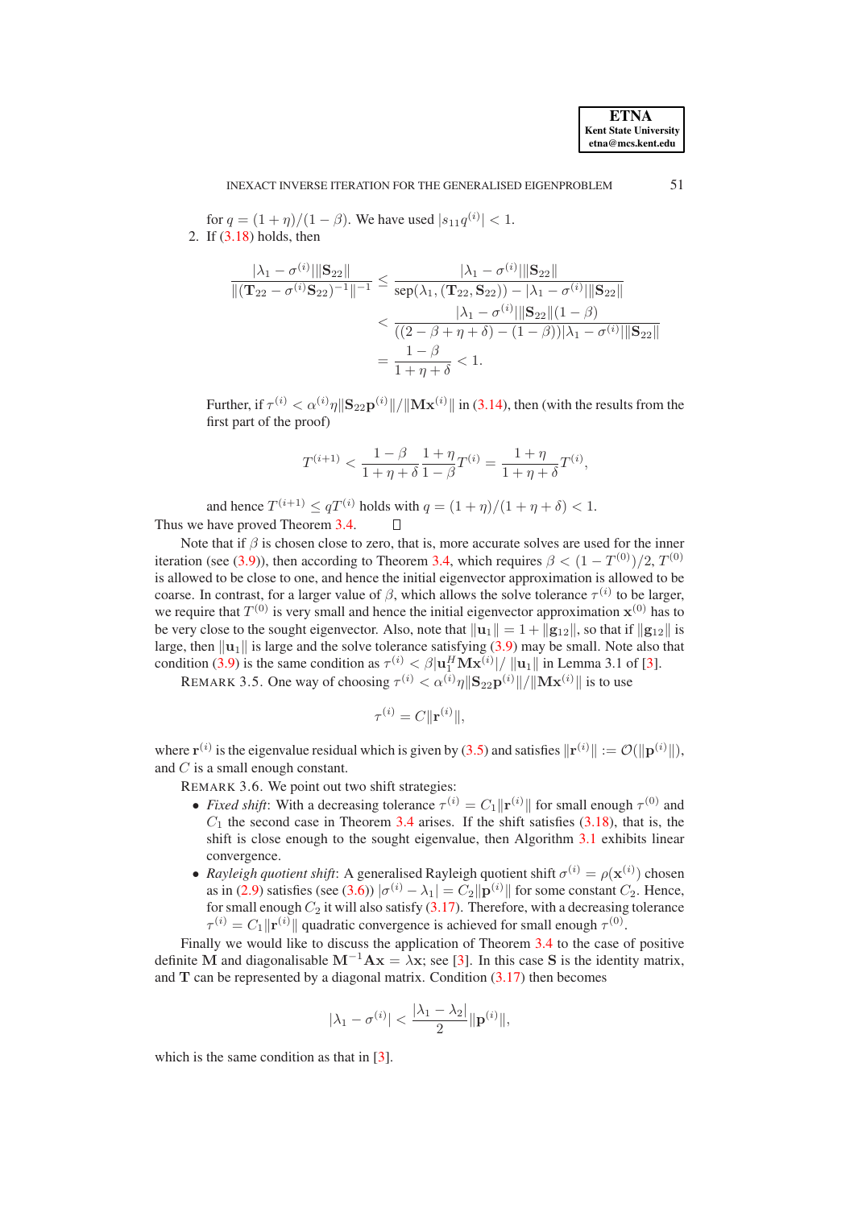for $q = (1+\eta)/(1-\beta)$. We have used $|s_{11}q^{(i)}| < 1$.

2. If (3.18) holds, then

$$
\begin{aligned}
\frac{|\lambda_1 - \sigma^{(i)}|\|\mathbf{S}_{22}\|}{\|(\mathbf{T}_{22} - \sigma^{(i)}\mathbf{S}_{22})^{-1}\|^{-1}} &\leq \frac{|\lambda_1 - \sigma^{(i)}|\|\mathbf{S}_{22}\|}{\mathrm{sep}(\lambda_1, (\mathbf{T}_{22}, \mathbf{S}_{22})) - |\lambda_1 - \sigma^{(i)}|\|\mathbf{S}_{22}\|} \\
&< \frac{|\lambda_1 - \sigma^{(i)}|\|\mathbf{S}_{22}\|(1-\beta)}{((2-\beta+\eta+\delta) - (1-\beta))|\lambda_1 - \sigma^{(i)}|\|\mathbf{S}_{22}\|} \\
&= \frac{1-\beta}{1+\eta+\delta} < 1.
\end{aligned}
$$

Further, if $\tau^{(i)} < \alpha^{(i)}\eta\|\mathbf{S}_{22}\mathbf{p}^{(i)}\|/\|\mathbf{M}\mathbf{x}^{(i)}\|$ in (3.14), then (with the results from the first part of the proof)

$$
T^{(i+1)} < \frac{1-\beta}{1+\eta+\delta}\frac{1+\eta}{1-\beta}T^{(i)} = \frac{1+\eta}{1+\eta+\delta}T^{(i)},
$$

and hence $T^{(i+1)} \leq qT^{(i)}$ holds with $q = (1+\eta)/(1+\eta+\delta) < 1$.

Thus we have proved Theorem 3.4. $\square$

Note that if $\beta$ is chosen close to zero, that is, more accurate solves are used for the inner iteration (see (3.9)), then according to Theorem 3.4, which requires $\beta < (1 - T^{(0)})/2$, $T^{(0)}$ is allowed to be close to one, and hence the initial eigenvector approximation is allowed to be coarse. In contrast, for a larger value of $\beta$, which allows the solve tolerance $\tau^{(i)}$ to be larger, we require that $T^{(0)}$ is very small and hence the initial eigenvector approximation $\mathbf{x}^{(0)}$ has to be very close to the sought eigenvector. Also, note that $\|\mathbf{u}_1\| = 1 + \|\mathbf{g}_{12}\|$, so that if $\|\mathbf{g}_{12}\|$ is large, then $\|\mathbf{u}_1\|$ is large and the solve tolerance satisfying (3.9) may be small. Note also that condition (3.9) is the same condition as $\tau^{(i)} < \beta|\mathbf{u}_1^H\mathbf{M}\mathbf{x}^{(i)}|/\,\|\mathbf{u}_1\|$ in Lemma 3.1 of [3].

REMARK 3.5. One way of choosing $\tau^{(i)} < \alpha^{(i)}\eta\|\mathbf{S}_{22}\mathbf{p}^{(i)}\|/\|\mathbf{M}\mathbf{x}^{(i)}\|$ is to use

$$
\tau^{(i)} = C\|\mathbf{r}^{(i)}\|,
$$

where $\mathbf{r}^{(i)}$ is the eigenvalue residual which is given by (3.5) and satisfies $\|\mathbf{r}^{(i)}\| := \mathcal{O}(\|\mathbf{p}^{(i)}\|)$, and $C$ is a small enough constant.

REMARK 3.6. We point out two shift strategies:

- *Fixed shift*: With a decreasing tolerance $\tau^{(i)} = C_1\|\mathbf{r}^{(i)}\|$ for small enough $\tau^{(0)}$ and $C_1$ the second case in Theorem 3.4 arises. If the shift satisfies (3.18), that is, the shift is close enough to the sought eigenvalue, then Algorithm 3.1 exhibits linear convergence.
- *Rayleigh quotient shift*: A generalised Rayleigh quotient shift $\sigma^{(i)} = \rho(\mathbf{x}^{(i)})$ chosen as in (2.9) satisfies (see (3.6)) $|\sigma^{(i)} - \lambda_1| = C_2\|\mathbf{p}^{(i)}\|$ for some constant $C_2$. Hence, for small enough $C_2$ it will also satisfy (3.17). Therefore, with a decreasing tolerance $\tau^{(i)} = C_1\|\mathbf{r}^{(i)}\|$ quadratic convergence is achieved for small enough $\tau^{(0)}$.

Finally we would like to discuss the application of Theorem 3.4 to the case of positive definite $\mathbf{M}$ and diagonalisable $\mathbf{M}^{-1}\mathbf{A}\mathbf{x} = \lambda\mathbf{x}$; see [3]. In this case $\mathbf{S}$ is the identity matrix, and $\mathbf{T}$ can be represented by a diagonal matrix. Condition (3.17) then becomes

$$
|\lambda_1 - \sigma^{(i)}| < \frac{|\lambda_1 - \lambda_2|}{2}\|\mathbf{p}^{(i)}\|,
$$

which is the same condition as that in [3].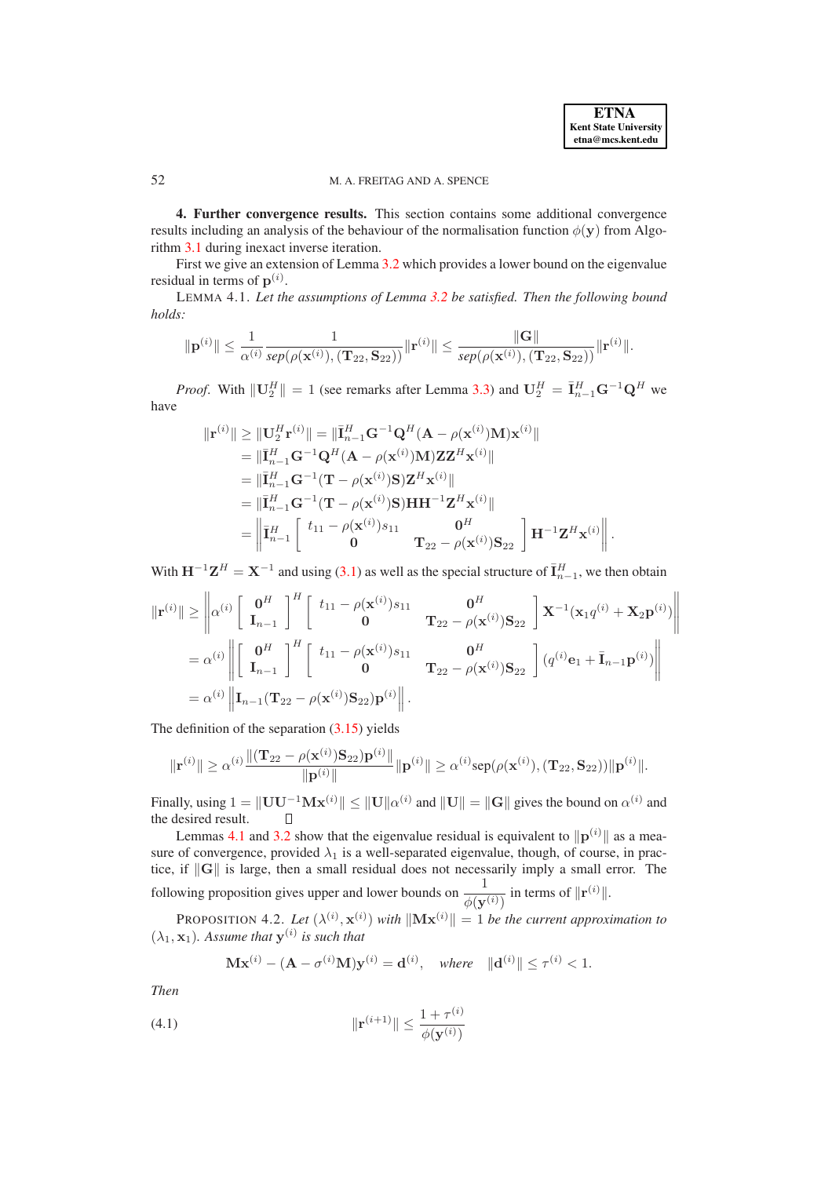**4. Further convergence results.** This section contains some additional convergence results including an analysis of the behaviour of the normalisation function $\phi(\mathbf{y})$ from Algorithm 3.1 during inexact inverse iteration.

First we give an extension of Lemma 3.2 which provides a lower bound on the eigenvalue residual in terms of $\mathbf{p}^{(i)}$.

LEMMA 4.1. *Let the assumptions of Lemma 3.2 be satisfied. Then the following bound holds:*

$$\|\mathbf{p}^{(i)}\| \leq \frac{1}{\alpha^{(i)}} \frac{1}{sep(\rho(\mathbf{x}^{(i)}), (\mathbf{T}_{22}, \mathbf{S}_{22}))} \|\mathbf{r}^{(i)}\| \leq \frac{\|\mathbf{G}\|}{sep(\rho(\mathbf{x}^{(i)}), (\mathbf{T}_{22}, \mathbf{S}_{22}))} \|\mathbf{r}^{(i)}\|.$$

*Proof.* With $\|\mathbf{U}_2^H\| = 1$ (see remarks after Lemma 3.3) and $\mathbf{U}_2^H = \bar{\mathbf{I}}_{n-1}^H \mathbf{G}^{-1}\mathbf{Q}^H$ we have

$$\begin{aligned}
\|\mathbf{r}^{(i)}\| \geq \|\mathbf{U}_2^H \mathbf{r}^{(i)}\| &= \|\bar{\mathbf{I}}_{n-1}^H \mathbf{G}^{-1}\mathbf{Q}^H(\mathbf{A} - \rho(\mathbf{x}^{(i)})\mathbf{M})\mathbf{x}^{(i)}\| \\
&= \|\bar{\mathbf{I}}_{n-1}^H \mathbf{G}^{-1}\mathbf{Q}^H(\mathbf{A} - \rho(\mathbf{x}^{(i)})\mathbf{M})\mathbf{Z}\mathbf{Z}^H\mathbf{x}^{(i)}\| \\
&= \|\bar{\mathbf{I}}_{n-1}^H \mathbf{G}^{-1}(\mathbf{T} - \rho(\mathbf{x}^{(i)})\mathbf{S})\mathbf{Z}^H\mathbf{x}^{(i)}\| \\
&= \|\bar{\mathbf{I}}_{n-1}^H \mathbf{G}^{-1}(\mathbf{T} - \rho(\mathbf{x}^{(i)})\mathbf{S})\mathbf{H}\mathbf{H}^{-1}\mathbf{Z}^H\mathbf{x}^{(i)}\| \\
&= \left\| \bar{\mathbf{I}}_{n-1}^H \begin{bmatrix} t_{11} - \rho(\mathbf{x}^{(i)})s_{11} & \mathbf{0}^H \\ \mathbf{0} & \mathbf{T}_{22} - \rho(\mathbf{x}^{(i)})\mathbf{S}_{22} \end{bmatrix} \mathbf{H}^{-1}\mathbf{Z}^H\mathbf{x}^{(i)} \right\|.
\end{aligned}$$

With $\mathbf{H}^{-1}\mathbf{Z}^H = \mathbf{X}^{-1}$ and using (3.1) as well as the special structure of $\bar{\mathbf{I}}_{n-1}^H$, we then obtain

$$\begin{aligned}
\|\mathbf{r}^{(i)}\| &\geq \left\| \alpha^{(i)} \begin{bmatrix} \mathbf{0}^H \\ \mathbf{I}_{n-1} \end{bmatrix}^H \begin{bmatrix} t_{11} - \rho(\mathbf{x}^{(i)})s_{11} & \mathbf{0}^H \\ \mathbf{0} & \mathbf{T}_{22} - \rho(\mathbf{x}^{(i)})\mathbf{S}_{22} \end{bmatrix} \mathbf{X}^{-1}(\mathbf{x}_1 q^{(i)} + \mathbf{X}_2\mathbf{p}^{(i)}) \right\| \\
&= \alpha^{(i)} \left\| \begin{bmatrix} \mathbf{0}^H \\ \mathbf{I}_{n-1} \end{bmatrix}^H \begin{bmatrix} t_{11} - \rho(\mathbf{x}^{(i)})s_{11} & \mathbf{0}^H \\ \mathbf{0} & \mathbf{T}_{22} - \rho(\mathbf{x}^{(i)})\mathbf{S}_{22} \end{bmatrix} (q^{(i)}\mathbf{e}_1 + \bar{\mathbf{I}}_{n-1}\mathbf{p}^{(i)}) \right\| \\
&= \alpha^{(i)} \left\| \mathbf{I}_{n-1}(\mathbf{T}_{22} - \rho(\mathbf{x}^{(i)})\mathbf{S}_{22})\mathbf{p}^{(i)} \right\|.
\end{aligned}$$

The definition of the separation (3.15) yields

$$\|\mathbf{r}^{(i)}\| \geq \alpha^{(i)} \frac{\|(\mathbf{T}_{22} - \rho(\mathbf{x}^{(i)})\mathbf{S}_{22})\mathbf{p}^{(i)}\|}{\|\mathbf{p}^{(i)}\|} \|\mathbf{p}^{(i)}\| \geq \alpha^{(i)} \mathrm{sep}(\rho(\mathbf{x}^{(i)}), (\mathbf{T}_{22}, \mathbf{S}_{22}))\|\mathbf{p}^{(i)}\|.$$

Finally, using $1 = \|\mathbf{U}\mathbf{U}^{-1}\mathbf{M}\mathbf{x}^{(i)}\| \leq \|\mathbf{U}\|\alpha^{(i)}$ and $\|\mathbf{U}\| = \|\mathbf{G}\|$ gives the bound on $\alpha^{(i)}$ and the desired result. ∎

Lemmas 4.1 and 3.2 show that the eigenvalue residual is equivalent to $\|\mathbf{p}^{(i)}\|$ as a measure of convergence, provided $\lambda_1$ is a well-separated eigenvalue, though, of course, in practice, if $\|\mathbf{G}\|$ is large, then a small residual does not necessarily imply a small error. The following proposition gives upper and lower bounds on $\dfrac{1}{\phi(\mathbf{y}^{(i)})}$ in terms of $\|\mathbf{r}^{(i)}\|$.

PROPOSITION 4.2. *Let $(\lambda^{(i)}, \mathbf{x}^{(i)})$ with $\|\mathbf{M}\mathbf{x}^{(i)}\| = 1$ be the current approximation to $(\lambda_1, \mathbf{x}_1)$. Assume that $\mathbf{y}^{(i)}$ is such that*

$$\mathbf{M}\mathbf{x}^{(i)} - (\mathbf{A} - \sigma^{(i)}\mathbf{M})\mathbf{y}^{(i)} = \mathbf{d}^{(i)}, \quad \textit{where} \quad \|\mathbf{d}^{(i)}\| \leq \tau^{(i)} < 1.$$

*Then*

$$\|\mathbf{r}^{(i+1)}\| \leq \frac{1 + \tau^{(i)}}{\phi(\mathbf{y}^{(i)})} \tag{4.1}$$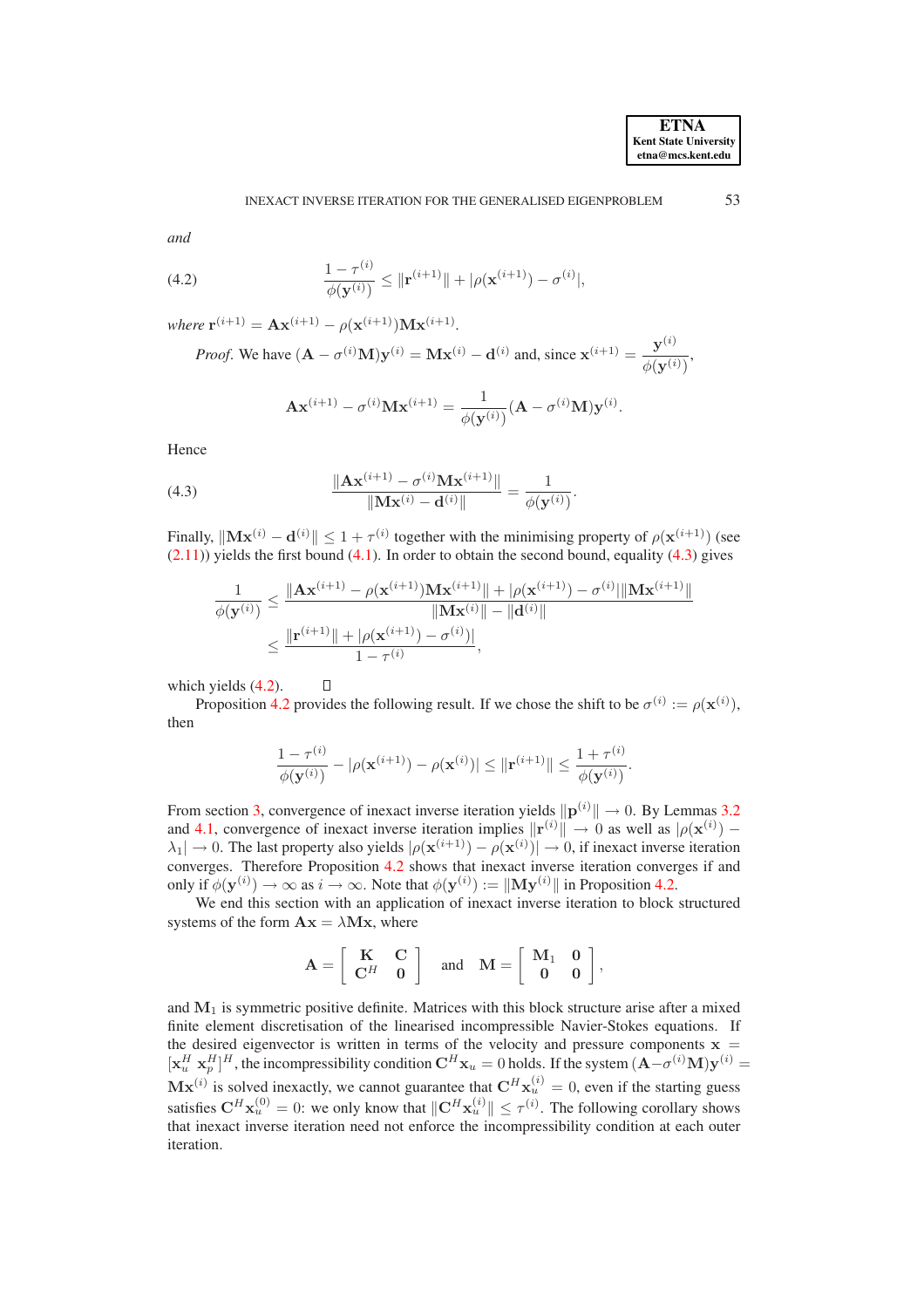*and*

$$\frac{1-\tau^{(i)}}{\phi(\mathbf{y}^{(i)})} \leq \|\mathbf{r}^{(i+1)}\| + |\rho(\mathbf{x}^{(i+1)}) - \sigma^{(i)}|, \tag{4.2}$$

*where* $\mathbf{r}^{(i+1)} = \mathbf{A}\mathbf{x}^{(i+1)} - \rho(\mathbf{x}^{(i+1)})\mathbf{M}\mathbf{x}^{(i+1)}$.

*Proof.* We have $(\mathbf{A} - \sigma^{(i)}\mathbf{M})\mathbf{y}^{(i)} = \mathbf{M}\mathbf{x}^{(i)} - \mathbf{d}^{(i)}$ and, since $\mathbf{x}^{(i+1)} = \dfrac{\mathbf{y}^{(i)}}{\phi(\mathbf{y}^{(i)})}$,

$$\mathbf{A}\mathbf{x}^{(i+1)} - \sigma^{(i)}\mathbf{M}\mathbf{x}^{(i+1)} = \frac{1}{\phi(\mathbf{y}^{(i)})}(\mathbf{A} - \sigma^{(i)}\mathbf{M})\mathbf{y}^{(i)}.$$

Hence

$$\frac{\|\mathbf{A}\mathbf{x}^{(i+1)} - \sigma^{(i)}\mathbf{M}\mathbf{x}^{(i+1)}\|}{\|\mathbf{M}\mathbf{x}^{(i)} - \mathbf{d}^{(i)}\|} = \frac{1}{\phi(\mathbf{y}^{(i)})}. \tag{4.3}$$

Finally, $\|\mathbf{M}\mathbf{x}^{(i)} - \mathbf{d}^{(i)}\| \leq 1 + \tau^{(i)}$ together with the minimising property of $\rho(\mathbf{x}^{(i+1)})$ (see (2.11)) yields the first bound (4.1). In order to obtain the second bound, equality (4.3) gives

$$\begin{aligned}
\frac{1}{\phi(\mathbf{y}^{(i)})} &\leq \frac{\|\mathbf{A}\mathbf{x}^{(i+1)} - \rho(\mathbf{x}^{(i+1)})\mathbf{M}\mathbf{x}^{(i+1)}\| + |\rho(\mathbf{x}^{(i+1)}) - \sigma^{(i)}|\|\mathbf{M}\mathbf{x}^{(i+1)}\|}{\|\mathbf{M}\mathbf{x}^{(i)}\| - \|\mathbf{d}^{(i)}\|} \\
&\leq \frac{\|\mathbf{r}^{(i+1)}\| + |\rho(\mathbf{x}^{(i+1)}) - \sigma^{(i)})|}{1-\tau^{(i)}},
\end{aligned}$$

which yields (4.2). ∎

Proposition 4.2 provides the following result. If we chose the shift to be $\sigma^{(i)} := \rho(\mathbf{x}^{(i)})$, then

$$\frac{1-\tau^{(i)}}{\phi(\mathbf{y}^{(i)})} - |\rho(\mathbf{x}^{(i+1)}) - \rho(\mathbf{x}^{(i)})| \leq \|\mathbf{r}^{(i+1)}\| \leq \frac{1+\tau^{(i)}}{\phi(\mathbf{y}^{(i)})}.$$

From section 3, convergence of inexact inverse iteration yields $\|\mathbf{p}^{(i)}\| \to 0$. By Lemmas 3.2 and 4.1, convergence of inexact inverse iteration implies $\|\mathbf{r}^{(i)}\| \to 0$ as well as $|\rho(\mathbf{x}^{(i)}) - \lambda_1| \to 0$. The last property also yields $|\rho(\mathbf{x}^{(i+1)}) - \rho(\mathbf{x}^{(i)})| \to 0$, if inexact inverse iteration converges. Therefore Proposition 4.2 shows that inexact inverse iteration converges if and only if $\phi(\mathbf{y}^{(i)}) \to \infty$ as $i \to \infty$. Note that $\phi(\mathbf{y}^{(i)}) := \|\mathbf{M}\mathbf{y}^{(i)}\|$ in Proposition 4.2.

We end this section with an application of inexact inverse iteration to block structured systems of the form $\mathbf{A}\mathbf{x} = \lambda\mathbf{M}\mathbf{x}$, where

$$\mathbf{A} = \begin{bmatrix} \mathbf{K} & \mathbf{C} \\ \mathbf{C}^H & \mathbf{0} \end{bmatrix} \quad \text{and} \quad \mathbf{M} = \begin{bmatrix} \mathbf{M}_1 & \mathbf{0} \\ \mathbf{0} & \mathbf{0} \end{bmatrix},$$

and $\mathbf{M}_1$ is symmetric positive definite. Matrices with this block structure arise after a mixed finite element discretisation of the linearised incompressible Navier-Stokes equations. If the desired eigenvector is written in terms of the velocity and pressure components $\mathbf{x} = [\mathbf{x}_u^H \ \mathbf{x}_p^H]^H$, the incompressibility condition $\mathbf{C}^H\mathbf{x}_u = 0$ holds. If the system $(\mathbf{A} - \sigma^{(i)}\mathbf{M})\mathbf{y}^{(i)} = \mathbf{M}\mathbf{x}^{(i)}$ is solved inexactly, we cannot guarantee that $\mathbf{C}^H\mathbf{x}_u^{(i)} = 0$, even if the starting guess satisfies $\mathbf{C}^H\mathbf{x}_u^{(0)} = 0$: we only know that $\|\mathbf{C}^H\mathbf{x}_u^{(i)}\| \leq \tau^{(i)}$. The following corollary shows that inexact inverse iteration need not enforce the incompressibility condition at each outer iteration.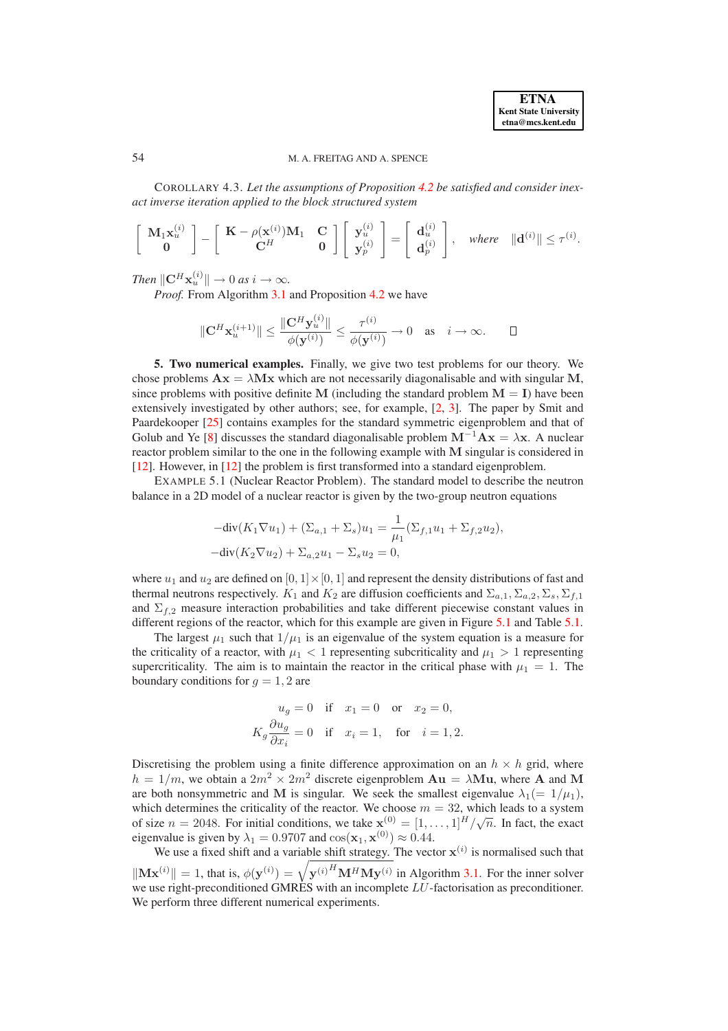COROLLARY 4.3. *Let the assumptions of Proposition 4.2 be satisfied and consider inexact inverse iteration applied to the block structured system*

$$\begin{bmatrix} \mathbf{M}_1\mathbf{x}_u^{(i)} \\ \mathbf{0} \end{bmatrix} - \begin{bmatrix} \mathbf{K} - \rho(\mathbf{x}^{(i)})\mathbf{M}_1 & \mathbf{C} \\ \mathbf{C}^H & \mathbf{0} \end{bmatrix} \begin{bmatrix} \mathbf{y}_u^{(i)} \\ \mathbf{y}_p^{(i)} \end{bmatrix} = \begin{bmatrix} \mathbf{d}_u^{(i)} \\ \mathbf{d}_p^{(i)} \end{bmatrix}, \quad \textit{where} \quad \|\mathbf{d}^{(i)}\| \leq \tau^{(i)}.$$

*Then* $\|\mathbf{C}^H\mathbf{x}_u^{(i)}\| \to 0$ *as* $i \to \infty$.

*Proof.* From Algorithm 3.1 and Proposition 4.2 we have

$$\|\mathbf{C}^H\mathbf{x}_u^{(i+1)}\| \leq \frac{\|\mathbf{C}^H\mathbf{y}_u^{(i)}\|}{\phi(\mathbf{y}^{(i)})} \leq \frac{\tau^{(i)}}{\phi(\mathbf{y}^{(i)})} \to 0 \quad \text{as} \quad i \to \infty. \qquad \square$$

**5. Two numerical examples.** Finally, we give two test problems for our theory. We chose problems $\mathbf{Ax} = \lambda\mathbf{Mx}$ which are not necessarily diagonalisable and with singular $\mathbf{M}$, since problems with positive definite $\mathbf{M}$ (including the standard problem $\mathbf{M} = \mathbf{I}$) have been extensively investigated by other authors; see, for example, [2, 3]. The paper by Smit and Paardekooper [25] contains examples for the standard symmetric eigenproblem and that of Golub and Ye [8] discusses the standard diagonalisable problem $\mathbf{M}^{-1}\mathbf{Ax} = \lambda\mathbf{x}$. A nuclear reactor problem similar to the one in the following example with $\mathbf{M}$ singular is considered in [12]. However, in [12] the problem is first transformed into a standard eigenproblem.

EXAMPLE 5.1 (Nuclear Reactor Problem). The standard model to describe the neutron balance in a 2D model of a nuclear reactor is given by the two-group neutron equations

$$\begin{aligned} -\text{div}(K_1\nabla u_1) + (\Sigma_{a,1} + \Sigma_s)u_1 &= \frac{1}{\mu_1}(\Sigma_{f,1}u_1 + \Sigma_{f,2}u_2), \\ -\text{div}(K_2\nabla u_2) + \Sigma_{a,2}u_1 - \Sigma_s u_2 &= 0, \end{aligned}$$

where $u_1$ and $u_2$ are defined on $[0,1] \times [0,1]$ and represent the density distributions of fast and thermal neutrons respectively. $K_1$ and $K_2$ are diffusion coefficients and $\Sigma_{a,1}, \Sigma_{a,2}, \Sigma_s, \Sigma_{f,1}$ and $\Sigma_{f,2}$ measure interaction probabilities and take different piecewise constant values in different regions of the reactor, which for this example are given in Figure 5.1 and Table 5.1.

The largest $\mu_1$ such that $1/\mu_1$ is an eigenvalue of the system equation is a measure for the criticality of a reactor, with $\mu_1 < 1$ representing subcriticality and $\mu_1 > 1$ representing supercriticality. The aim is to maintain the reactor in the critical phase with $\mu_1 = 1$. The boundary conditions for $g = 1, 2$ are

$$\begin{aligned} u_g &= 0 \quad \text{if} \quad x_1 = 0 \quad \text{or} \quad x_2 = 0, \\ K_g\frac{\partial u_g}{\partial x_i} &= 0 \quad \text{if} \quad x_i = 1, \quad \text{for} \quad i = 1, 2. \end{aligned}$$

Discretising the problem using a finite difference approximation on an $h \times h$ grid, where $h = 1/m$, we obtain a $2m^2 \times 2m^2$ discrete eigenproblem $\mathbf{Au} = \lambda\mathbf{Mu}$, where $\mathbf{A}$ and $\mathbf{M}$ are both nonsymmetric and $\mathbf{M}$ is singular. We seek the smallest eigenvalue $\lambda_1 (= 1/\mu_1)$, which determines the criticality of the reactor. We choose $m = 32$, which leads to a system of size $n = 2048$. For initial conditions, we take $\mathbf{x}^{(0)} = [1, \ldots, 1]^H/\sqrt{n}$. In fact, the exact eigenvalue is given by $\lambda_1 = 0.9707$ and $\cos(\mathbf{x}_1, \mathbf{x}^{(0)}) \approx 0.44$.

We use a fixed shift and a variable shift strategy. The vector $\mathbf{x}^{(i)}$ is normalised such that $\|\mathbf{Mx}^{(i)}\| = 1$, that is, $\phi(\mathbf{y}^{(i)}) = \sqrt{{\mathbf{y}^{(i)}}^H\mathbf{M}^H\mathbf{My}^{(i)}}$ in Algorithm 3.1. For the inner solver we use right-preconditioned GMRES with an incomplete $LU$-factorisation as preconditioner. We perform three different numerical experiments.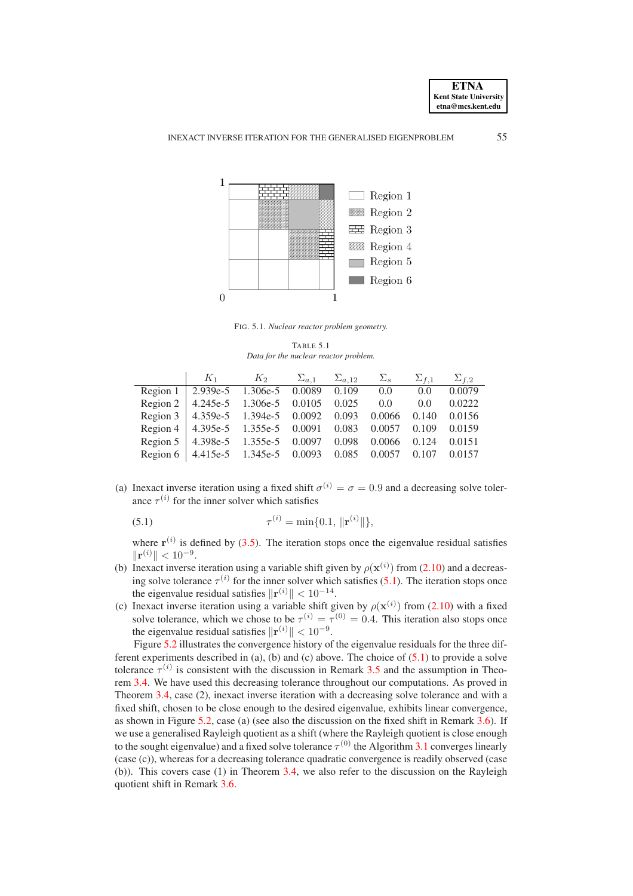FIG. 5.1. *Nuclear reactor problem geometry.*

TABLE 5.1
*Data for the nuclear reactor problem.*

| | $K_1$ | $K_2$ | $\Sigma_{a,1}$ | $\Sigma_{a,12}$ | $\Sigma_s$ | $\Sigma_{f,1}$ | $\Sigma_{f,2}$ |
|---|---|---|---|---|---|---|---|
| Region 1 | 2.939e-5 | 1.306e-5 | 0.0089 | 0.109 | 0.0 | 0.0 | 0.0079 |
| Region 2 | 4.245e-5 | 1.306e-5 | 0.0105 | 0.025 | 0.0 | 0.0 | 0.0222 |
| Region 3 | 4.359e-5 | 1.394e-5 | 0.0092 | 0.093 | 0.0066 | 0.140 | 0.0156 |
| Region 4 | 4.395e-5 | 1.355e-5 | 0.0091 | 0.083 | 0.0057 | 0.109 | 0.0159 |
| Region 5 | 4.398e-5 | 1.355e-5 | 0.0097 | 0.098 | 0.0066 | 0.124 | 0.0151 |
| Region 6 | 4.415e-5 | 1.345e-5 | 0.0093 | 0.085 | 0.0057 | 0.107 | 0.0157 |

(a) Inexact inverse iteration using a fixed shift $\sigma^{(i)} = \sigma = 0.9$ and a decreasing solve tolerance $\tau^{(i)}$ for the inner solver which satisfies

$$\tau^{(i)} = \min\{0.1, \|\mathbf{r}^{(i)}\|\}, \tag{5.1}$$

where $\mathbf{r}^{(i)}$ is defined by (3.5). The iteration stops once the eigenvalue residual satisfies $\|\mathbf{r}^{(i)}\| < 10^{-9}$.

(b) Inexact inverse iteration using a variable shift given by $\rho(\mathbf{x}^{(i)})$ from (2.10) and a decreasing solve tolerance $\tau^{(i)}$ for the inner solver which satisfies (5.1). The iteration stops once the eigenvalue residual satisfies $\|\mathbf{r}^{(i)}\| < 10^{-14}$.

(c) Inexact inverse iteration using a variable shift given by $\rho(\mathbf{x}^{(i)})$ from (2.10) with a fixed solve tolerance, which we chose to be $\tau^{(i)} = \tau^{(0)} = 0.4$. This iteration also stops once the eigenvalue residual satisfies $\|\mathbf{r}^{(i)}\| < 10^{-9}$.

Figure 5.2 illustrates the convergence history of the eigenvalue residuals for the three different experiments described in (a), (b) and (c) above. The choice of (5.1) to provide a solve tolerance $\tau^{(i)}$ is consistent with the discussion in Remark 3.5 and the assumption in Theorem 3.4. We have used this decreasing tolerance throughout our computations. As proved in Theorem 3.4, case (2), inexact inverse iteration with a decreasing solve tolerance and with a fixed shift, chosen to be close enough to the desired eigenvalue, exhibits linear convergence, as shown in Figure 5.2, case (a) (see also the discussion on the fixed shift in Remark 3.6). If we use a generalised Rayleigh quotient as a shift (where the Rayleigh quotient is close enough to the sought eigenvalue) and a fixed solve tolerance $\tau^{(0)}$ the Algorithm 3.1 converges linearly (case (c)), whereas for a decreasing tolerance quadratic convergence is readily observed (case (b)). This covers case (1) in Theorem 3.4, we also refer to the discussion on the Rayleigh quotient shift in Remark 3.6.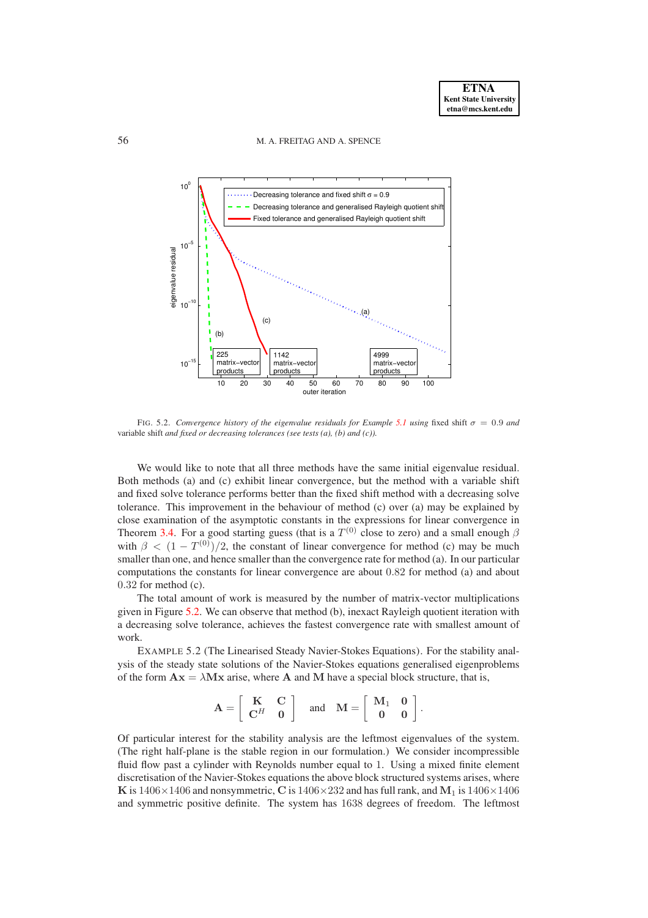FIG. 5.2. *Convergence history of the eigenvalue residuals for Example 5.1 using* fixed shift $\sigma = 0.9$ *and* variable shift *and fixed or decreasing tolerances (see tests (a), (b) and (c)).*

We would like to note that all three methods have the same initial eigenvalue residual. Both methods (a) and (c) exhibit linear convergence, but the method with a variable shift and fixed solve tolerance performs better than the fixed shift method with a decreasing solve tolerance. This improvement in the behaviour of method (c) over (a) may be explained by close examination of the asymptotic constants in the expressions for linear convergence in Theorem 3.4. For a good starting guess (that is a $T^{(0)}$ close to zero) and a small enough $\beta$ with $\beta < (1 - T^{(0)})/2$, the constant of linear convergence for method (c) may be much smaller than one, and hence smaller than the convergence rate for method (a). In our particular computations the constants for linear convergence are about $0.82$ for method (a) and about $0.32$ for method (c).

The total amount of work is measured by the number of matrix-vector multiplications given in Figure 5.2. We can observe that method (b), inexact Rayleigh quotient iteration with a decreasing solve tolerance, achieves the fastest convergence rate with smallest amount of work.

EXAMPLE 5.2 (The Linearised Steady Navier-Stokes Equations). For the stability analysis of the steady state solutions of the Navier-Stokes equations generalised eigenproblems of the form $\mathbf{A}\mathbf{x} = \lambda \mathbf{M}\mathbf{x}$ arise, where $\mathbf{A}$ and $\mathbf{M}$ have a special block structure, that is,

$$\mathbf{A} = \begin{bmatrix} \mathbf{K} & \mathbf{C} \\ \mathbf{C}^H & \mathbf{0} \end{bmatrix} \quad \text{and} \quad \mathbf{M} = \begin{bmatrix} \mathbf{M}_1 & \mathbf{0} \\ \mathbf{0} & \mathbf{0} \end{bmatrix}.$$

Of particular interest for the stability analysis are the leftmost eigenvalues of the system. (The right half-plane is the stable region in our formulation.) We consider incompressible fluid flow past a cylinder with Reynolds number equal to 1. Using a mixed finite element discretisation of the Navier-Stokes equations the above block structured systems arises, where $\mathbf{K}$ is $1406 \times 1406$ and nonsymmetric, $\mathbf{C}$ is $1406 \times 232$ and has full rank, and $\mathbf{M}_1$ is $1406 \times 1406$ and symmetric positive definite. The system has $1638$ degrees of freedom. The leftmost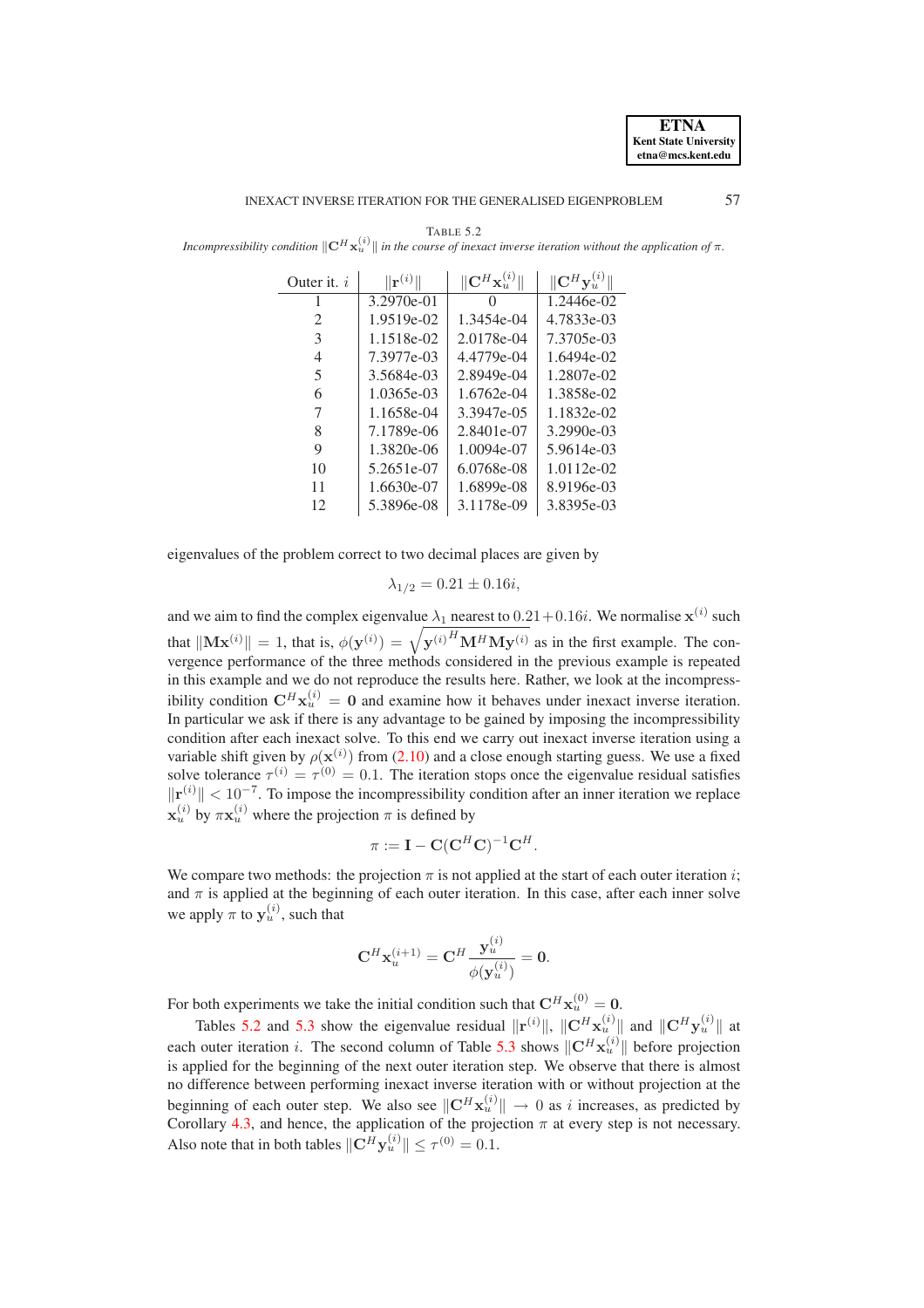TABLE 5.2
*Incompressibility condition $\|\mathbf{C}^H \mathbf{x}_u^{(i)}\|$ in the course of inexact inverse iteration without the application of $\pi$.*

| Outer it. $i$ | $\|\mathbf{r}^{(i)}\|$ | $\|\mathbf{C}^H \mathbf{x}_u^{(i)}\|$ | $\|\mathbf{C}^H \mathbf{y}_u^{(i)}\|$ |
|---|---|---|---|
| 1 | 3.2970e-01 | 0 | 1.2446e-02 |
| 2 | 1.9519e-02 | 1.3454e-04 | 4.7833e-03 |
| 3 | 1.1518e-02 | 2.0178e-04 | 7.3705e-03 |
| 4 | 7.3977e-03 | 4.4779e-04 | 1.6494e-02 |
| 5 | 3.5684e-03 | 2.8949e-04 | 1.2807e-02 |
| 6 | 1.0365e-03 | 1.6762e-04 | 1.3858e-02 |
| 7 | 1.1658e-04 | 3.3947e-05 | 1.1832e-02 |
| 8 | 7.1789e-06 | 2.8401e-07 | 3.2990e-03 |
| 9 | 1.3820e-06 | 1.0094e-07 | 5.9614e-03 |
| 10 | 5.2651e-07 | 6.0768e-08 | 1.0112e-02 |
| 11 | 1.6630e-07 | 1.6899e-08 | 8.9196e-03 |
| 12 | 5.3896e-08 | 3.1178e-09 | 3.8395e-03 |

eigenvalues of the problem correct to two decimal places are given by

$$\lambda_{1/2} = 0.21 \pm 0.16i,$$

and we aim to find the complex eigenvalue $\lambda_1$ nearest to $0.21+0.16i$. We normalise $\mathbf{x}^{(i)}$ such that $\|\mathbf{M}\mathbf{x}^{(i)}\| = 1$, that is, $\phi(\mathbf{y}^{(i)}) = \sqrt{\mathbf{y}^{(i)H}\mathbf{M}^H\mathbf{M}\mathbf{y}^{(i)}}$ as in the first example. The convergence performance of the three methods considered in the previous example is repeated in this example and we do not reproduce the results here. Rather, we look at the incompressibility condition $\mathbf{C}^H\mathbf{x}_u^{(i)} = \mathbf{0}$ and examine how it behaves under inexact inverse iteration. In particular we ask if there is any advantage to be gained by imposing the incompressibility condition after each inexact solve. To this end we carry out inexact inverse iteration using a variable shift given by $\rho(\mathbf{x}^{(i)})$ from (2.10) and a close enough starting guess. We use a fixed solve tolerance $\tau^{(i)} = \tau^{(0)} = 0.1$. The iteration stops once the eigenvalue residual satisfies $\|\mathbf{r}^{(i)}\| < 10^{-7}$. To impose the incompressibility condition after an inner iteration we replace $\mathbf{x}_u^{(i)}$ by $\pi\mathbf{x}_u^{(i)}$ where the projection $\pi$ is defined by

$$\pi := \mathbf{I} - \mathbf{C}(\mathbf{C}^H\mathbf{C})^{-1}\mathbf{C}^H.$$

We compare two methods: the projection $\pi$ is not applied at the start of each outer iteration $i$; and $\pi$ is applied at the beginning of each outer iteration. In this case, after each inner solve we apply $\pi$ to $\mathbf{y}_u^{(i)}$, such that

$$\mathbf{C}^H\mathbf{x}_u^{(i+1)} = \mathbf{C}^H\frac{\mathbf{y}_u^{(i)}}{\phi(\mathbf{y}_u^{(i)})} = \mathbf{0}.$$

For both experiments we take the initial condition such that $\mathbf{C}^H\mathbf{x}_u^{(0)} = \mathbf{0}$.

Tables 5.2 and 5.3 show the eigenvalue residual $\|\mathbf{r}^{(i)}\|$, $\|\mathbf{C}^H\mathbf{x}_u^{(i)}\|$ and $\|\mathbf{C}^H\mathbf{y}_u^{(i)}\|$ at each outer iteration $i$. The second column of Table 5.3 shows $\|\mathbf{C}^H\mathbf{x}_u^{(i)}\|$ before projection is applied for the beginning of the next outer iteration step. We observe that there is almost no difference between performing inexact inverse iteration with or without projection at the beginning of each outer step. We also see $\|\mathbf{C}^H\mathbf{x}_u^{(i)}\| \to 0$ as $i$ increases, as predicted by Corollary 4.3, and hence, the application of the projection $\pi$ at every step is not necessary. Also note that in both tables $\|\mathbf{C}^H\mathbf{y}_u^{(i)}\| \leq \tau^{(0)} = 0.1$.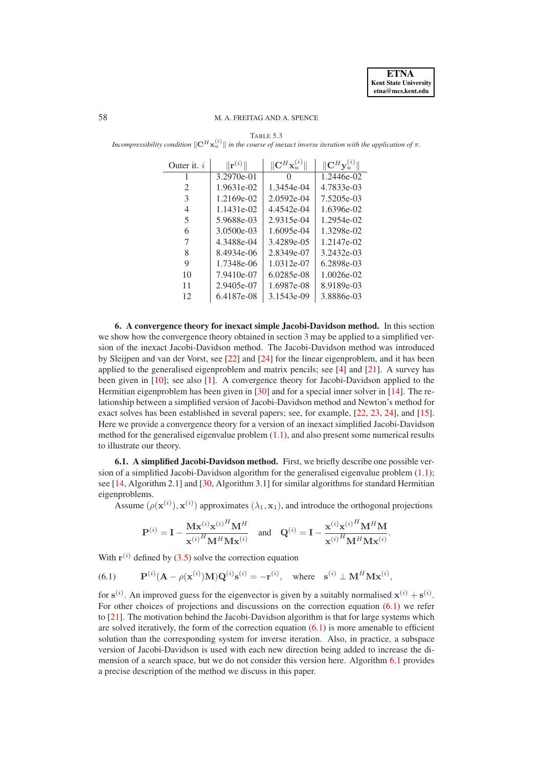TABLE 5.3
*Incompressibility condition $\|\mathbf{C}^H\mathbf{x}_u^{(i)}\|$ in the course of inexact inverse iteration with the application of $\pi$.*

| Outer it. $i$ | $\|\mathbf{r}^{(i)}\|$ | $\|\mathbf{C}^H\mathbf{x}_u^{(i)}\|$ | $\|\mathbf{C}^H\mathbf{y}_u^{(i)}\|$ |
|---|---|---|---|
| 1 | 3.2970e-01 | 0 | 1.2446e-02 |
| 2 | 1.9631e-02 | 1.3454e-04 | 4.7833e-03 |
| 3 | 1.2169e-02 | 2.0592e-04 | 7.5205e-03 |
| 4 | 1.1431e-02 | 4.4542e-04 | 1.6396e-02 |
| 5 | 5.9688e-03 | 2.9315e-04 | 1.2954e-02 |
| 6 | 3.0500e-03 | 1.6095e-04 | 1.3298e-02 |
| 7 | 4.3488e-04 | 3.4289e-05 | 1.2147e-02 |
| 8 | 8.4934e-06 | 2.8349e-07 | 3.2432e-03 |
| 9 | 1.7348e-06 | 1.0312e-07 | 6.2898e-03 |
| 10 | 7.9410e-07 | 6.0285e-08 | 1.0026e-02 |
| 11 | 2.9405e-07 | 1.6987e-08 | 8.9189e-03 |
| 12 | 6.4187e-08 | 3.1543e-09 | 3.8886e-03 |

## 6. A convergence theory for inexact simple Jacobi-Davidson method.

In this section we show how the convergence theory obtained in section 3 may be applied to a simplified version of the inexact Jacobi-Davidson method. The Jacobi-Davidson method was introduced by Sleijpen and van der Vorst, see [22] and [24] for the linear eigenproblem, and it has been applied to the generalised eigenproblem and matrix pencils; see [4] and [21]. A survey has been given in [10]; see also [1]. A convergence theory for Jacobi-Davidson applied to the Hermitian eigenproblem has been given in [30] and for a special inner solver in [14]. The relationship between a simplified version of Jacobi-Davidson method and Newton's method for exact solves has been established in several papers; see, for example, [22, 23, 24], and [15]. Here we provide a convergence theory for a version of an inexact simplified Jacobi-Davidson method for the generalised eigenvalue problem (1.1), and also present some numerical results to illustrate our theory.

### 6.1. A simplified Jacobi-Davidson method.

First, we briefly describe one possible version of a simplified Jacobi-Davidson algorithm for the generalised eigenvalue problem (1.1); see [14, Algorithm 2.1] and [30, Algorithm 3.1] for similar algorithms for standard Hermitian eigenproblems.

Assume $(\rho(\mathbf{x}^{(i)}), \mathbf{x}^{(i)})$ approximates $(\lambda_1, \mathbf{x}_1)$, and introduce the orthogonal projections

$$\mathbf{P}^{(i)} = \mathbf{I} - \frac{\mathbf{M}\mathbf{x}^{(i)}\mathbf{x}^{(i)^H}\mathbf{M}^H}{\mathbf{x}^{(i)^H}\mathbf{M}^H\mathbf{M}\mathbf{x}^{(i)}} \quad \text{and} \quad \mathbf{Q}^{(i)} = \mathbf{I} - \frac{\mathbf{x}^{(i)}\mathbf{x}^{(i)^H}\mathbf{M}^H\mathbf{M}}{\mathbf{x}^{(i)^H}\mathbf{M}^H\mathbf{M}\mathbf{x}^{(i)}}.$$

With $\mathbf{r}^{(i)}$ defined by (3.5) solve the correction equation

$$\mathbf{P}^{(i)}(\mathbf{A} - \rho(\mathbf{x}^{(i)})\mathbf{M})\mathbf{Q}^{(i)}\mathbf{s}^{(i)} = -\mathbf{r}^{(i)}, \quad \text{where} \quad \mathbf{s}^{(i)} \perp \mathbf{M}^H\mathbf{M}\mathbf{x}^{(i)}, \tag{6.1}$$

for $\mathbf{s}^{(i)}$. An improved guess for the eigenvector is given by a suitably normalised $\mathbf{x}^{(i)} + \mathbf{s}^{(i)}$. For other choices of projections and discussions on the correction equation (6.1) we refer to [21]. The motivation behind the Jacobi-Davidson algorithm is that for large systems which are solved iteratively, the form of the correction equation (6.1) is more amenable to efficient solution than the corresponding system for inverse iteration. Also, in practice, a subspace version of Jacobi-Davidson is used with each new direction being added to increase the dimension of a search space, but we do not consider this version here. Algorithm 6.1 provides a precise description of the method we discuss in this paper.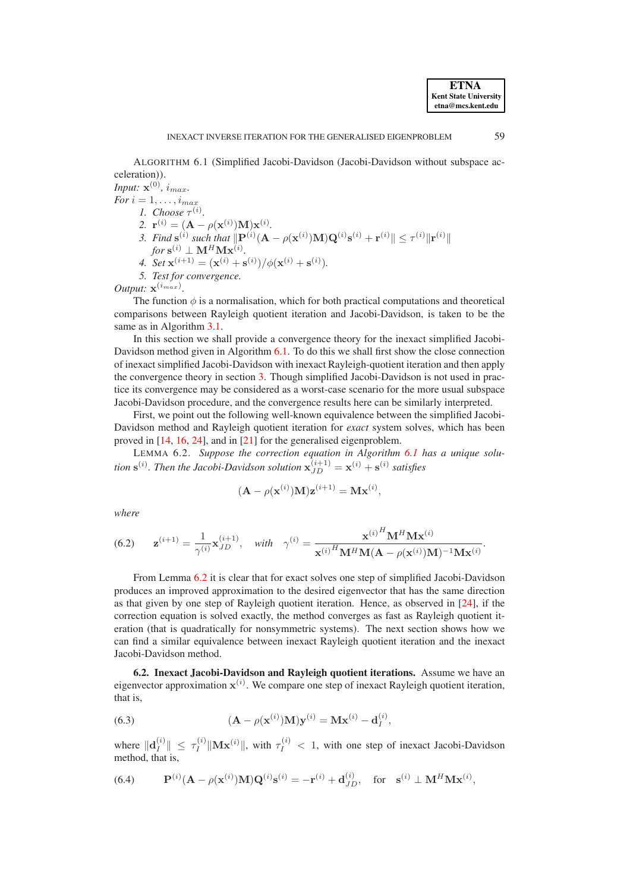ALGORITHM 6.1 (Simplified Jacobi-Davidson (Jacobi-Davidson without subspace acceleration)).

*Input:* $\mathbf{x}^{(0)}$, $i_{max}$.

*For* $i = 1, \ldots, i_{max}$

1. *Choose* $\tau^{(i)}$.
2. $\mathbf{r}^{(i)} = (\mathbf{A} - \rho(\mathbf{x}^{(i)})\mathbf{M})\mathbf{x}^{(i)}$.
3. *Find* $\mathbf{s}^{(i)}$ *such that* $\|\mathbf{P}^{(i)}(\mathbf{A} - \rho(\mathbf{x}^{(i)})\mathbf{M})\mathbf{Q}^{(i)}\mathbf{s}^{(i)} + \mathbf{r}^{(i)}\| \leq \tau^{(i)}\|\mathbf{r}^{(i)}\|$ *for* $\mathbf{s}^{(i)} \perp \mathbf{M}^H\mathbf{M}\mathbf{x}^{(i)}$.
4. *Set* $\mathbf{x}^{(i+1)} = (\mathbf{x}^{(i)} + \mathbf{s}^{(i)})/\phi(\mathbf{x}^{(i)} + \mathbf{s}^{(i)})$.
5. *Test for convergence.*

*Output:* $\mathbf{x}^{(i_{max})}$.

The function $\phi$ is a normalisation, which for both practical computations and theoretical comparisons between Rayleigh quotient iteration and Jacobi-Davidson, is taken to be the same as in Algorithm 3.1.

In this section we shall provide a convergence theory for the inexact simplified Jacobi-Davidson method given in Algorithm 6.1. To do this we shall first show the close connection of inexact simplified Jacobi-Davidson with inexact Rayleigh-quotient iteration and then apply the convergence theory in section 3. Though simplified Jacobi-Davidson is not used in practice its convergence may be considered as a worst-case scenario for the more usual subspace Jacobi-Davidson procedure, and the convergence results here can be similarly interpreted.

First, we point out the following well-known equivalence between the simplified Jacobi-Davidson method and Rayleigh quotient iteration for *exact* system solves, which has been proved in [14, 16, 24], and in [21] for the generalised eigenproblem.

LEMMA 6.2. *Suppose the correction equation in Algorithm 6.1 has a unique solution* $\mathbf{s}^{(i)}$. *Then the Jacobi-Davidson solution* $\mathbf{x}_{JD}^{(i+1)} = \mathbf{x}^{(i)} + \mathbf{s}^{(i)}$ *satisfies*

$$(\mathbf{A} - \rho(\mathbf{x}^{(i)})\mathbf{M})\mathbf{z}^{(i+1)} = \mathbf{M}\mathbf{x}^{(i)},$$

*where*

$$\mathbf{z}^{(i+1)} = \frac{1}{\gamma^{(i)}}\mathbf{x}_{JD}^{(i+1)}, \quad \textit{with} \quad \gamma^{(i)} = \frac{{\mathbf{x}^{(i)}}^H\mathbf{M}^H\mathbf{M}\mathbf{x}^{(i)}}{{\mathbf{x}^{(i)}}^H\mathbf{M}^H\mathbf{M}(\mathbf{A} - \rho(\mathbf{x}^{(i)})\mathbf{M})^{-1}\mathbf{M}\mathbf{x}^{(i)}}. \tag{6.2}$$

From Lemma 6.2 it is clear that for exact solves one step of simplified Jacobi-Davidson produces an improved approximation to the desired eigenvector that has the same direction as that given by one step of Rayleigh quotient iteration. Hence, as observed in [24], if the correction equation is solved exactly, the method converges as fast as Rayleigh quotient iteration (that is quadratically for nonsymmetric systems). The next section shows how we can find a similar equivalence between inexact Rayleigh quotient iteration and the inexact Jacobi-Davidson method.

## 6.2. Inexact Jacobi-Davidson and Rayleigh quotient iterations.

Assume we have an eigenvector approximation $\mathbf{x}^{(i)}$. We compare one step of inexact Rayleigh quotient iteration, that is,

$$(\mathbf{A} - \rho(\mathbf{x}^{(i)})\mathbf{M})\mathbf{y}^{(i)} = \mathbf{M}\mathbf{x}^{(i)} - \mathbf{d}_I^{(i)}, \tag{6.3}$$

where $\|\mathbf{d}_I^{(i)}\| \leq \tau_I^{(i)}\|\mathbf{M}\mathbf{x}^{(i)}\|$, with $\tau_I^{(i)} < 1$, with one step of inexact Jacobi-Davidson method, that is,

$$\mathbf{P}^{(i)}(\mathbf{A} - \rho(\mathbf{x}^{(i)})\mathbf{M})\mathbf{Q}^{(i)}\mathbf{s}^{(i)} = -\mathbf{r}^{(i)} + \mathbf{d}_{JD}^{(i)}, \quad \text{for} \quad \mathbf{s}^{(i)} \perp \mathbf{M}^H\mathbf{M}\mathbf{x}^{(i)}, \tag{6.4}$$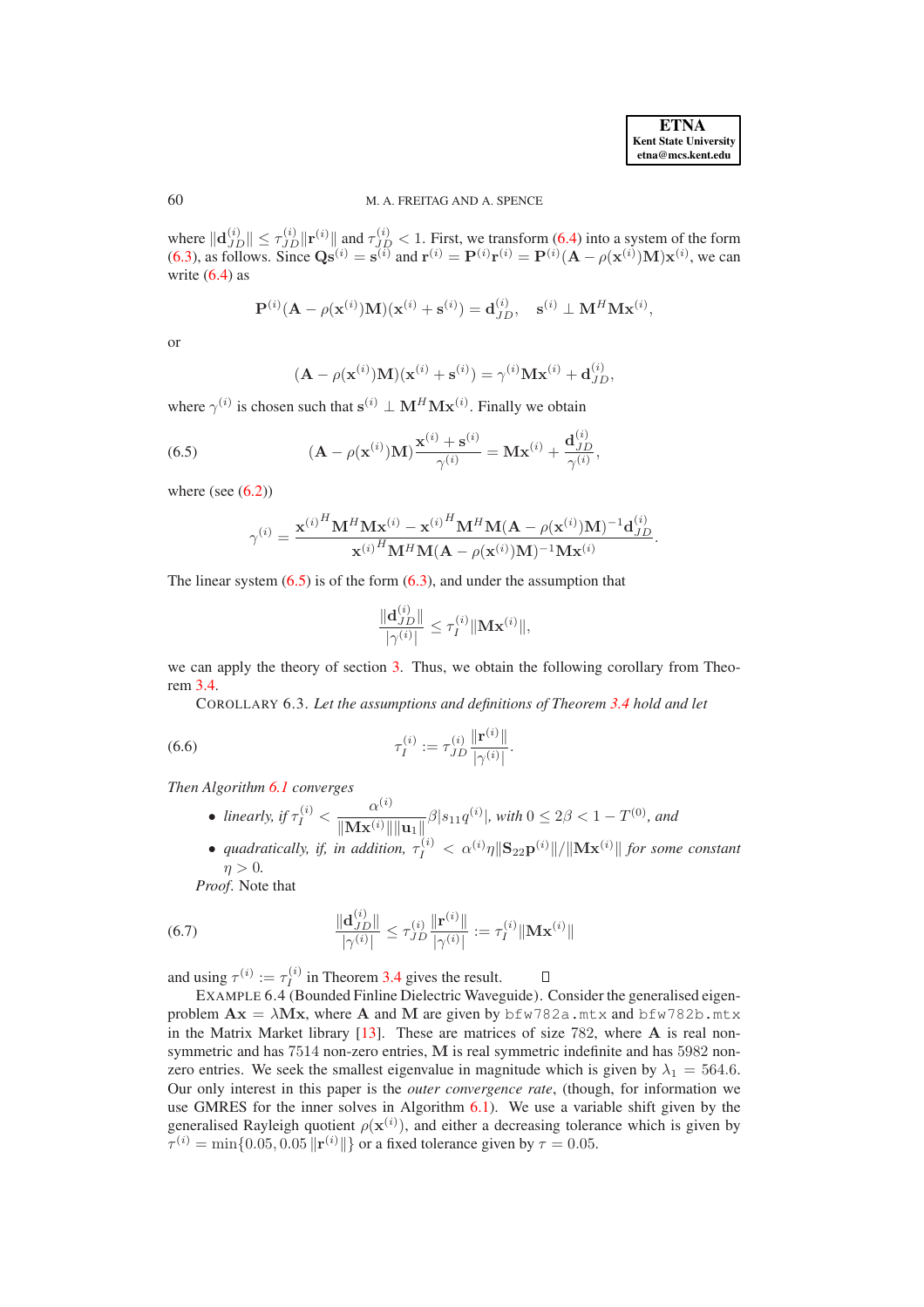where $\|\mathbf{d}_{JD}^{(i)}\| \leq \tau_{JD}^{(i)}\|\mathbf{r}^{(i)}\|$ and $\tau_{JD}^{(i)} < 1$. First, we transform (6.4) into a system of the form (6.3), as follows. Since $\mathbf{Q}\mathbf{s}^{(i)} = \mathbf{s}^{(i)}$ and $\mathbf{r}^{(i)} = \mathbf{P}^{(i)}\mathbf{r}^{(i)} = \mathbf{P}^{(i)}(\mathbf{A} - \rho(\mathbf{x}^{(i)})\mathbf{M})\mathbf{x}^{(i)}$, we can write (6.4) as

$$\mathbf{P}^{(i)}(\mathbf{A} - \rho(\mathbf{x}^{(i)})\mathbf{M})(\mathbf{x}^{(i)} + \mathbf{s}^{(i)}) = \mathbf{d}_{JD}^{(i)}, \quad \mathbf{s}^{(i)} \perp \mathbf{M}^H\mathbf{M}\mathbf{x}^{(i)},$$

or

$$(\mathbf{A} - \rho(\mathbf{x}^{(i)})\mathbf{M})(\mathbf{x}^{(i)} + \mathbf{s}^{(i)}) = \gamma^{(i)}\mathbf{M}\mathbf{x}^{(i)} + \mathbf{d}_{JD}^{(i)},$$

where $\gamma^{(i)}$ is chosen such that $\mathbf{s}^{(i)} \perp \mathbf{M}^H\mathbf{M}\mathbf{x}^{(i)}$. Finally we obtain

$$(\mathbf{A} - \rho(\mathbf{x}^{(i)})\mathbf{M})\frac{\mathbf{x}^{(i)} + \mathbf{s}^{(i)}}{\gamma^{(i)}} = \mathbf{M}\mathbf{x}^{(i)} + \frac{\mathbf{d}_{JD}^{(i)}}{\gamma^{(i)}}, \tag{6.5}$$

where (see (6.2))

$$\gamma^{(i)} = \frac{{\mathbf{x}^{(i)}}^H\mathbf{M}^H\mathbf{M}\mathbf{x}^{(i)} - {\mathbf{x}^{(i)}}^H\mathbf{M}^H\mathbf{M}(\mathbf{A} - \rho(\mathbf{x}^{(i)})\mathbf{M})^{-1}\mathbf{d}_{JD}^{(i)}}{{\mathbf{x}^{(i)}}^H\mathbf{M}^H\mathbf{M}(\mathbf{A} - \rho(\mathbf{x}^{(i)})\mathbf{M})^{-1}\mathbf{M}\mathbf{x}^{(i)}}.$$

The linear system (6.5) is of the form (6.3), and under the assumption that

$$\frac{\|\mathbf{d}_{JD}^{(i)}\|}{|\gamma^{(i)}|} \leq \tau_I^{(i)}\|\mathbf{M}\mathbf{x}^{(i)}\|,$$

we can apply the theory of section 3. Thus, we obtain the following corollary from Theorem 3.4.

COROLLARY 6.3. *Let the assumptions and definitions of Theorem 3.4 hold and let*

$$\tau_I^{(i)} := \tau_{JD}^{(i)}\frac{\|\mathbf{r}^{(i)}\|}{|\gamma^{(i)}|}. \tag{6.6}$$

*Then Algorithm 6.1 converges*

- *linearly, if* $\tau_I^{(i)} < \dfrac{\alpha^{(i)}}{\|\mathbf{M}\mathbf{x}^{(i)}\|\|\mathbf{u}_1\|}\beta|s_{11}q^{(i)}|$*, with* $0 \leq 2\beta < 1 - T^{(0)}$*, and*
- *quadratically, if, in addition,* $\tau_I^{(i)} < \alpha^{(i)}\eta\|\mathbf{S}_{22}\mathbf{p}^{(i)}\|/\|\mathbf{M}\mathbf{x}^{(i)}\|$ *for some constant* $\eta > 0$.

*Proof*. Note that

$$\frac{\|\mathbf{d}_{JD}^{(i)}\|}{|\gamma^{(i)}|} \leq \tau_{JD}^{(i)}\frac{\|\mathbf{r}^{(i)}\|}{|\gamma^{(i)}|} := \tau_I^{(i)}\|\mathbf{M}\mathbf{x}^{(i)}\| \tag{6.7}$$

and using $\tau^{(i)} := \tau_I^{(i)}$ in Theorem 3.4 gives the result. □

EXAMPLE 6.4 (Bounded Finline Dielectric Waveguide). Consider the generalised eigenproblem $\mathbf{A}\mathbf{x} = \lambda\mathbf{M}\mathbf{x}$, where $\mathbf{A}$ and $\mathbf{M}$ are given by `bfw782a.mtx` and `bfw782b.mtx` in the Matrix Market library [13]. These are matrices of size 782, where $\mathbf{A}$ is real nonsymmetric and has 7514 non-zero entries, $\mathbf{M}$ is real symmetric indefinite and has 5982 non-zero entries. We seek the smallest eigenvalue in magnitude which is given by $\lambda_1 = 564.6$. Our only interest in this paper is the *outer convergence rate*, (though, for information we use GMRES for the inner solves in Algorithm 6.1). We use a variable shift given by the generalised Rayleigh quotient $\rho(\mathbf{x}^{(i)})$, and either a decreasing tolerance which is given by $\tau^{(i)} = \min\{0.05, 0.05\,\|\mathbf{r}^{(i)}\|\}$ or a fixed tolerance given by $\tau = 0.05$.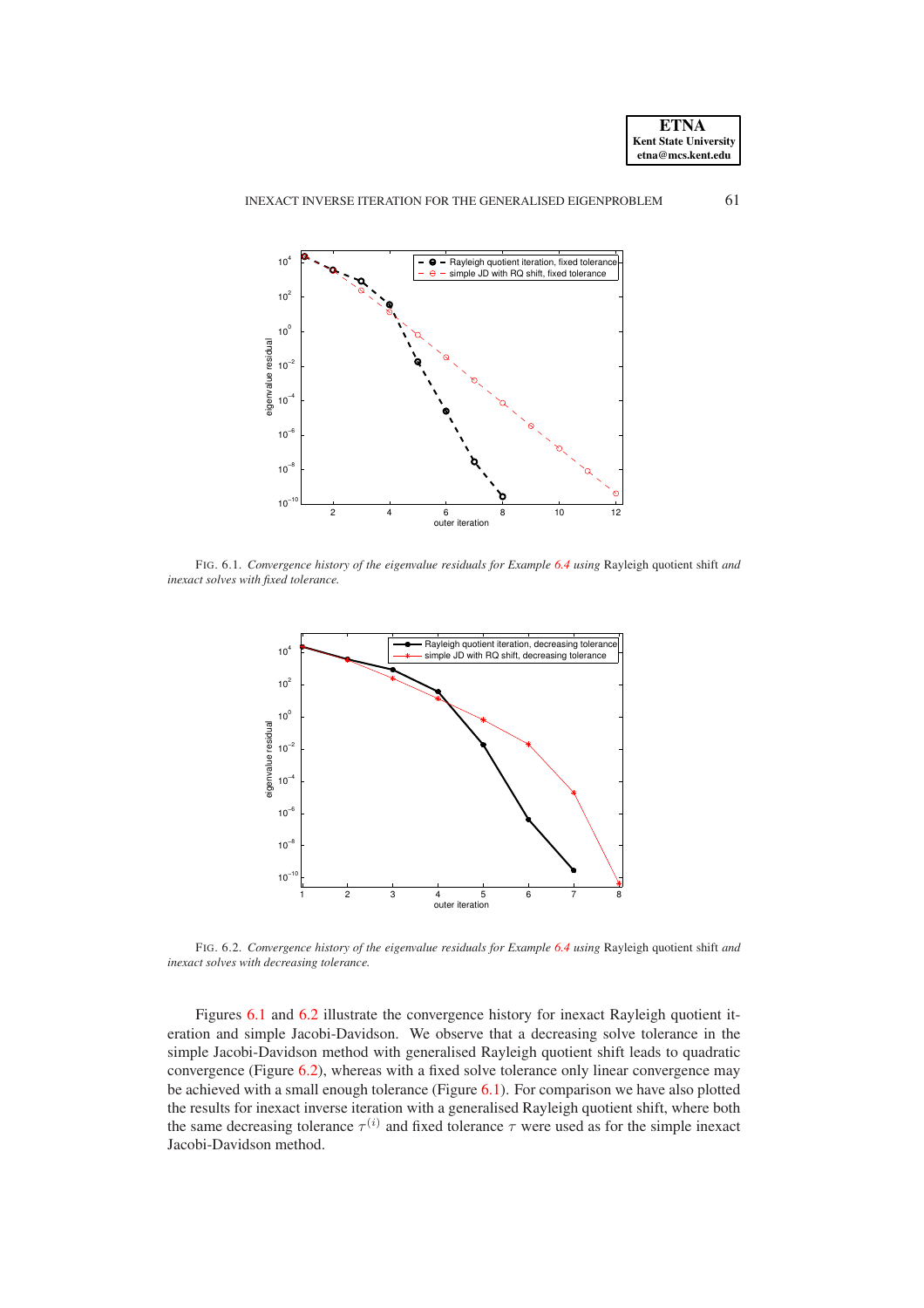FIG. 6.1. *Convergence history of the eigenvalue residuals for Example 6.4 using* Rayleigh quotient shift *and inexact solves with fixed tolerance.*

FIG. 6.2. *Convergence history of the eigenvalue residuals for Example 6.4 using* Rayleigh quotient shift *and inexact solves with decreasing tolerance.*

Figures 6.1 and 6.2 illustrate the convergence history for inexact Rayleigh quotient iteration and simple Jacobi-Davidson. We observe that a decreasing solve tolerance in the simple Jacobi-Davidson method with generalised Rayleigh quotient shift leads to quadratic convergence (Figure 6.2), whereas with a fixed solve tolerance only linear convergence may be achieved with a small enough tolerance (Figure 6.1). For comparison we have also plotted the results for inexact inverse iteration with a generalised Rayleigh quotient shift, where both the same decreasing tolerance $\tau^{(i)}$ and fixed tolerance $\tau$ were used as for the simple inexact Jacobi-Davidson method.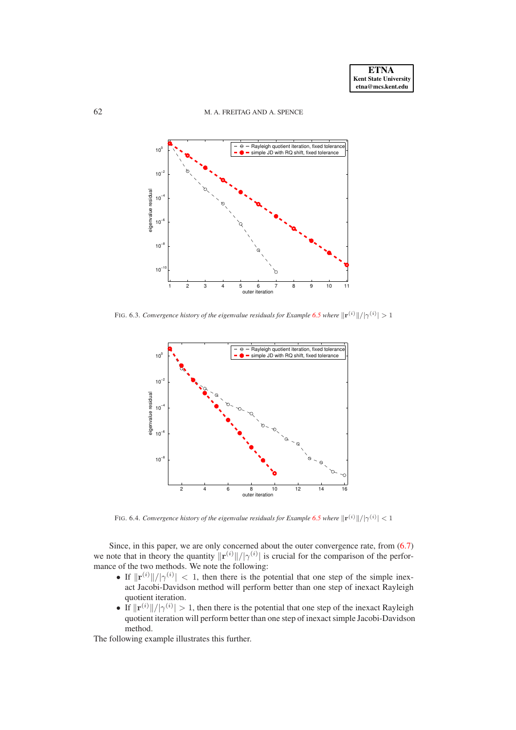FIG. 6.3. *Convergence history of the eigenvalue residuals for Example 6.5 where* $\|\mathbf{r}^{(i)}\|/|\gamma^{(i)}| > 1$

FIG. 6.4. *Convergence history of the eigenvalue residuals for Example 6.5 where* $\|\mathbf{r}^{(i)}\|/|\gamma^{(i)}| < 1$

Since, in this paper, we are only concerned about the outer convergence rate, from (6.7) we note that in theory the quantity $\|\mathbf{r}^{(i)}\|/|\gamma^{(i)}|$ is crucial for the comparison of the performance of the two methods. We note the following:

- If $\|\mathbf{r}^{(i)}\|/|\gamma^{(i)}| < 1$, then there is the potential that one step of the simple inexact Jacobi-Davidson method will perform better than one step of inexact Rayleigh quotient iteration.
- If $\|\mathbf{r}^{(i)}\|/|\gamma^{(i)}| > 1$, then there is the potential that one step of the inexact Rayleigh quotient iteration will perform better than one step of inexact simple Jacobi-Davidson method.

The following example illustrates this further.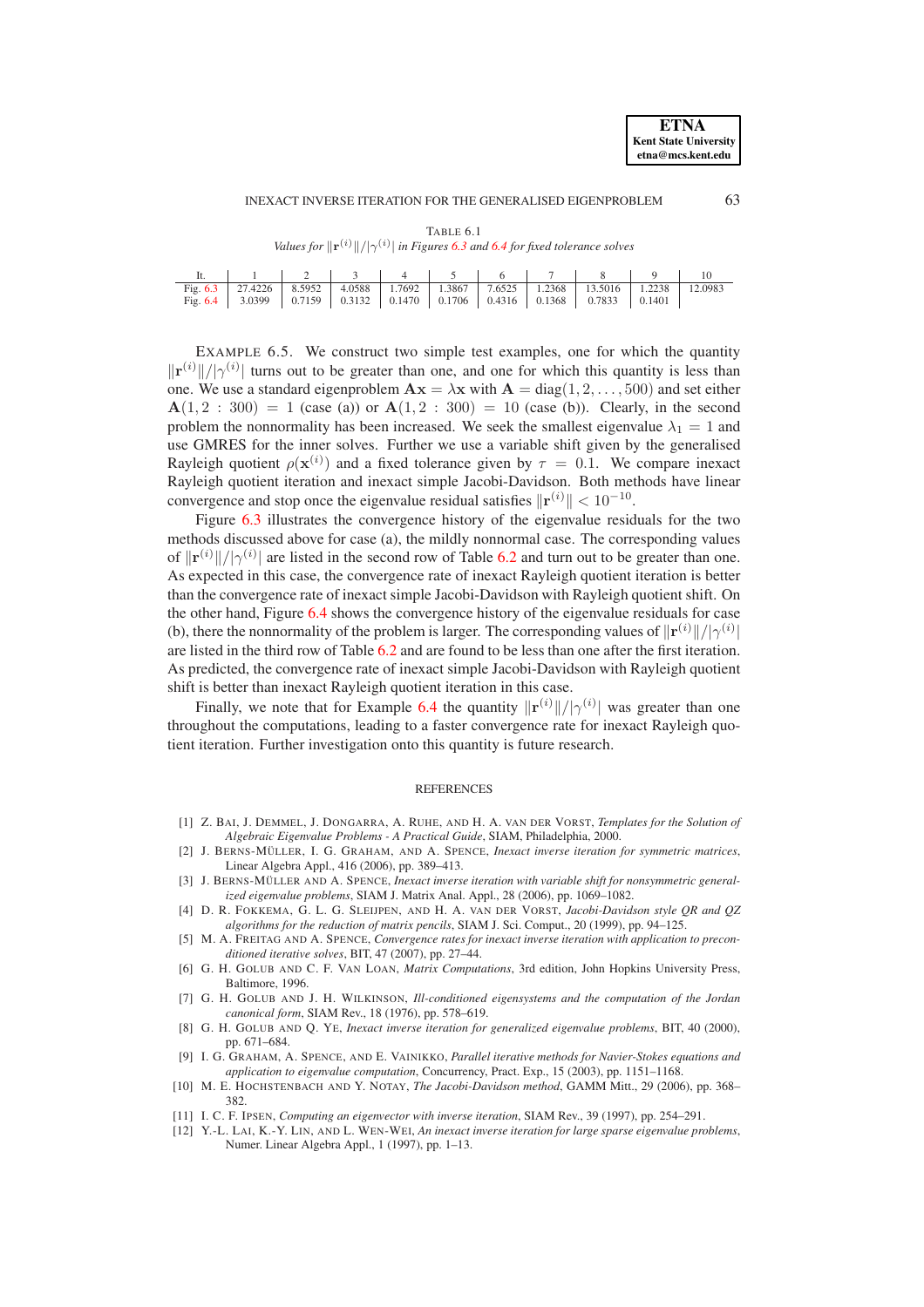TABLE 6.1
*Values for $\|\mathbf{r}^{(i)}\|/|\gamma^{(i)}|$ in Figures 6.3 and 6.4 for fixed tolerance solves*

| It. | 1 | 2 | 3 | 4 | 5 | 6 | 7 | 8 | 9 | 10 |
|---|---|---|---|---|---|---|---|---|---|---|
| Fig. 6.3 | 27.4226 | 8.5952 | 4.0588 | 1.7692 | 1.3867 | 7.6525 | 1.2368 | 13.5016 | 1.2238 | 12.0983 |
| Fig. 6.4 | 3.0399 | 0.7159 | 0.3132 | 0.1470 | 0.1706 | 0.4316 | 0.1368 | 0.7833 | 0.1401 | |

EXAMPLE 6.5. We construct two simple test examples, one for which the quantity $\|\mathbf{r}^{(i)}\|/|\gamma^{(i)}|$ turns out to be greater than one, and one for which this quantity is less than one. We use a standard eigenproblem $\mathbf{A}\mathbf{x} = \lambda\mathbf{x}$ with $\mathbf{A} = \operatorname{diag}(1, 2, \ldots, 500)$ and set either $\mathbf{A}(1, 2 : 300) = 1$ (case (a)) or $\mathbf{A}(1, 2 : 300) = 10$ (case (b)). Clearly, in the second problem the nonnormality has been increased. We seek the smallest eigenvalue $\lambda_1 = 1$ and use GMRES for the inner solves. Further we use a variable shift given by the generalised Rayleigh quotient $\rho(\mathbf{x}^{(i)})$ and a fixed tolerance given by $\tau = 0.1$. We compare inexact Rayleigh quotient iteration and inexact simple Jacobi-Davidson. Both methods have linear convergence and stop once the eigenvalue residual satisfies $\|\mathbf{r}^{(i)}\| < 10^{-10}$.

Figure 6.3 illustrates the convergence history of the eigenvalue residuals for the two methods discussed above for case (a), the mildly nonnormal case. The corresponding values of $\|\mathbf{r}^{(i)}\|/|\gamma^{(i)}|$ are listed in the second row of Table 6.2 and turn out to be greater than one. As expected in this case, the convergence rate of inexact Rayleigh quotient iteration is better than the convergence rate of inexact simple Jacobi-Davidson with Rayleigh quotient shift. On the other hand, Figure 6.4 shows the convergence history of the eigenvalue residuals for case (b), there the nonnormality of the problem is larger. The corresponding values of $\|\mathbf{r}^{(i)}\|/|\gamma^{(i)}|$ are listed in the third row of Table 6.2 and are found to be less than one after the first iteration. As predicted, the convergence rate of inexact simple Jacobi-Davidson with Rayleigh quotient shift is better than inexact Rayleigh quotient iteration in this case.

Finally, we note that for Example 6.4 the quantity $\|\mathbf{r}^{(i)}\|/|\gamma^{(i)}|$ was greater than one throughout the computations, leading to a faster convergence rate for inexact Rayleigh quotient iteration. Further investigation onto this quantity is future research.

## REFERENCES

[1] Z. Bai, J. Demmel, J. Dongarra, A. Ruhe, and H. A. van der Vorst, *Templates for the Solution of Algebraic Eigenvalue Problems - A Practical Guide*, SIAM, Philadelphia, 2000.

[2] J. Berns-Müller, I. G. Graham, and A. Spence, *Inexact inverse iteration for symmetric matrices*, Linear Algebra Appl., 416 (2006), pp. 389–413.

[3] J. Berns-Müller and A. Spence, *Inexact inverse iteration with variable shift for nonsymmetric generalized eigenvalue problems*, SIAM J. Matrix Anal. Appl., 28 (2006), pp. 1069–1082.

[4] D. R. Fokkema, G. L. G. Sleijpen, and H. A. van der Vorst, *Jacobi-Davidson style QR and QZ algorithms for the reduction of matrix pencils*, SIAM J. Sci. Comput., 20 (1999), pp. 94–125.

[5] M. A. Freitag and A. Spence, *Convergence rates for inexact inverse iteration with application to preconditioned iterative solves*, BIT, 47 (2007), pp. 27–44.

[6] G. H. Golub and C. F. Van Loan, *Matrix Computations*, 3rd edition, John Hopkins University Press, Baltimore, 1996.

[7] G. H. Golub and J. H. Wilkinson, *Ill-conditioned eigensystems and the computation of the Jordan canonical form*, SIAM Rev., 18 (1976), pp. 578–619.

[8] G. H. Golub and Q. Ye, *Inexact inverse iteration for generalized eigenvalue problems*, BIT, 40 (2000), pp. 671–684.

[9] I. G. Graham, A. Spence, and E. Vainikko, *Parallel iterative methods for Navier-Stokes equations and application to eigenvalue computation*, Concurrency, Pract. Exp., 15 (2003), pp. 1151–1168.

[10] M. E. Hochstenbach and Y. Notay, *The Jacobi-Davidson method*, GAMM Mitt., 29 (2006), pp. 368–382.

[11] I. C. F. Ipsen, *Computing an eigenvector with inverse iteration*, SIAM Rev., 39 (1997), pp. 254–291.

[12] Y.-L. Lai, K.-Y. Lin, and L. Wen-Wei, *An inexact inverse iteration for large sparse eigenvalue problems*, Numer. Linear Algebra Appl., 1 (1997), pp. 1–13.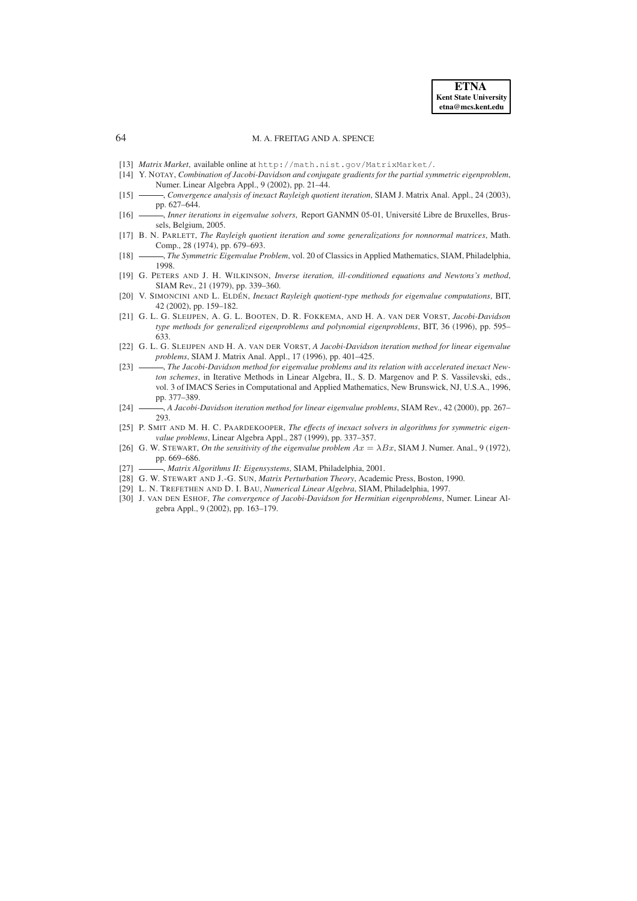[13] *Matrix Market*, available online at http://math.nist.gov/MatrixMarket/.

[14] Y. NOTAY, *Combination of Jacobi-Davidson and conjugate gradients for the partial symmetric eigenproblem*, Numer. Linear Algebra Appl., 9 (2002), pp. 21–44.

[15] ———, *Convergence analysis of inexact Rayleigh quotient iteration*, SIAM J. Matrix Anal. Appl., 24 (2003), pp. 627–644.

[16] ———, *Inner iterations in eigenvalue solvers*, Report GANMN 05-01, Université Libre de Bruxelles, Brussels, Belgium, 2005.

[17] B. N. PARLETT, *The Rayleigh quotient iteration and some generalizations for nonnormal matrices*, Math. Comp., 28 (1974), pp. 679–693.

[18] ———, *The Symmetric Eigenvalue Problem*, vol. 20 of Classics in Applied Mathematics, SIAM, Philadelphia, 1998.

[19] G. PETERS AND J. H. WILKINSON, *Inverse iteration, ill-conditioned equations and Newtons's method*, SIAM Rev., 21 (1979), pp. 339–360.

[20] V. SIMONCINI AND L. ELDÉN, *Inexact Rayleigh quotient-type methods for eigenvalue computations*, BIT, 42 (2002), pp. 159–182.

[21] G. L. G. SLEIJPEN, A. G. L. BOOTEN, D. R. FOKKEMA, AND H. A. VAN DER VORST, *Jacobi-Davidson type methods for generalized eigenproblems and polynomial eigenproblems*, BIT, 36 (1996), pp. 595–633.

[22] G. L. G. SLEIJPEN AND H. A. VAN DER VORST, *A Jacobi-Davidson iteration method for linear eigenvalue problems*, SIAM J. Matrix Anal. Appl., 17 (1996), pp. 401–425.

[23] ———, *The Jacobi-Davidson method for eigenvalue problems and its relation with accelerated inexact Newton schemes*, in Iterative Methods in Linear Algebra, II., S. D. Margenov and P. S. Vassilevski, eds., vol. 3 of IMACS Series in Computational and Applied Mathematics, New Brunswick, NJ, U.S.A., 1996, pp. 377–389.

[24] ———, *A Jacobi-Davidson iteration method for linear eigenvalue problems*, SIAM Rev., 42 (2000), pp. 267–293.

[25] P. SMIT AND M. H. C. PAARDEKOOPER, *The effects of inexact solvers in algorithms for symmetric eigenvalue problems*, Linear Algebra Appl., 287 (1999), pp. 337–357.

[26] G. W. STEWART, *On the sensitivity of the eigenvalue problem $Ax = \lambda Bx$*, SIAM J. Numer. Anal., 9 (1972), pp. 669–686.

[27] ———, *Matrix Algorithms II: Eigensystems*, SIAM, Philadelphia, 2001.

[28] G. W. STEWART AND J.-G. SUN, *Matrix Perturbation Theory*, Academic Press, Boston, 1990.

[29] L. N. TREFETHEN AND D. I. BAU, *Numerical Linear Algebra*, SIAM, Philadelphia, 1997.

[30] J. VAN DEN ESHOF, *The convergence of Jacobi-Davidson for Hermitian eigenproblems*, Numer. Linear Algebra Appl., 9 (2002), pp. 163–179.